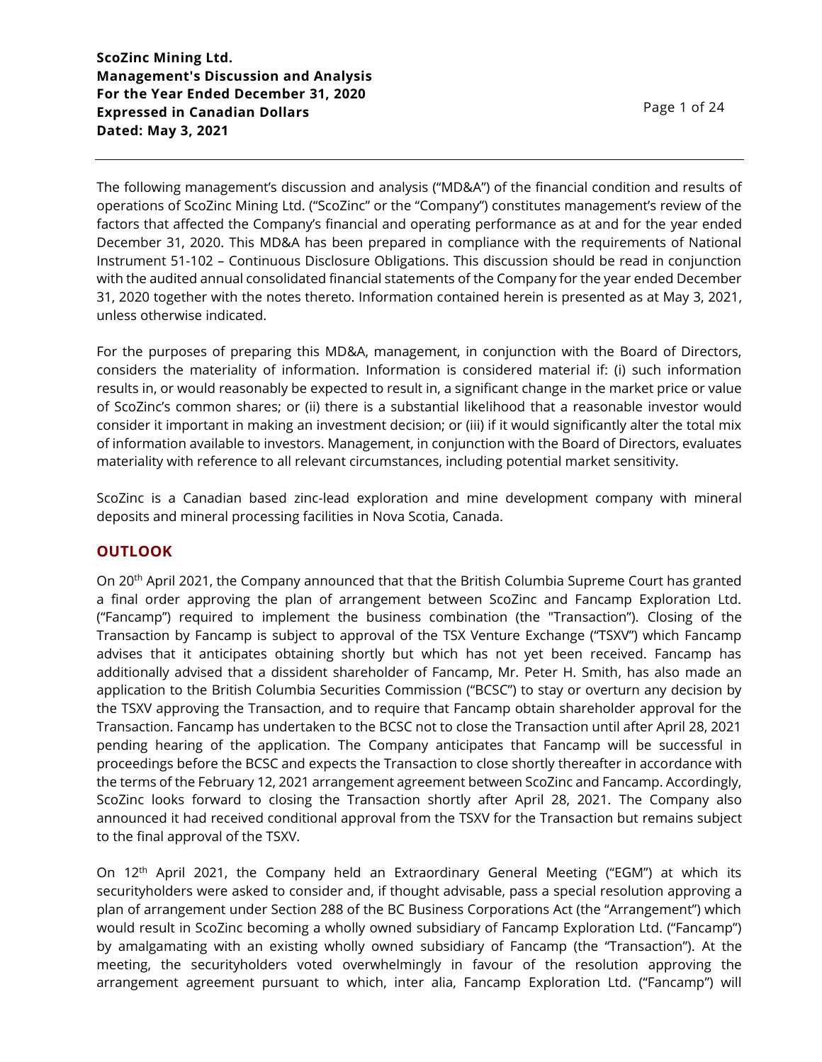**ScoZinc Mining Ltd.**
**Management's Discussion and Analysis**
**For the Year Ended December 31, 2020**
**Expressed in Canadian Dollars**
**Dated: May 3, 2021**

The following management's discussion and analysis ("MD&A") of the financial condition and results of operations of ScoZinc Mining Ltd. ("ScoZinc" or the "Company") constitutes management's review of the factors that affected the Company's financial and operating performance as at and for the year ended December 31, 2020. This MD&A has been prepared in compliance with the requirements of National Instrument 51-102 – Continuous Disclosure Obligations. This discussion should be read in conjunction with the audited annual consolidated financial statements of the Company for the year ended December 31, 2020 together with the notes thereto. Information contained herein is presented as at May 3, 2021, unless otherwise indicated.

For the purposes of preparing this MD&A, management, in conjunction with the Board of Directors, considers the materiality of information. Information is considered material if: (i) such information results in, or would reasonably be expected to result in, a significant change in the market price or value of ScoZinc's common shares; or (ii) there is a substantial likelihood that a reasonable investor would consider it important in making an investment decision; or (iii) if it would significantly alter the total mix of information available to investors. Management, in conjunction with the Board of Directors, evaluates materiality with reference to all relevant circumstances, including potential market sensitivity.

ScoZinc is a Canadian based zinc-lead exploration and mine development company with mineral deposits and mineral processing facilities in Nova Scotia, Canada.

## OUTLOOK

On 20th April 2021, the Company announced that that the British Columbia Supreme Court has granted a final order approving the plan of arrangement between ScoZinc and Fancamp Exploration Ltd. ("Fancamp") required to implement the business combination (the "Transaction"). Closing of the Transaction by Fancamp is subject to approval of the TSX Venture Exchange ("TSXV") which Fancamp advises that it anticipates obtaining shortly but which has not yet been received. Fancamp has additionally advised that a dissident shareholder of Fancamp, Mr. Peter H. Smith, has also made an application to the British Columbia Securities Commission ("BCSC") to stay or overturn any decision by the TSXV approving the Transaction, and to require that Fancamp obtain shareholder approval for the Transaction. Fancamp has undertaken to the BCSC not to close the Transaction until after April 28, 2021 pending hearing of the application. The Company anticipates that Fancamp will be successful in proceedings before the BCSC and expects the Transaction to close shortly thereafter in accordance with the terms of the February 12, 2021 arrangement agreement between ScoZinc and Fancamp. Accordingly, ScoZinc looks forward to closing the Transaction shortly after April 28, 2021. The Company also announced it had received conditional approval from the TSXV for the Transaction but remains subject to the final approval of the TSXV.

On 12th April 2021, the Company held an Extraordinary General Meeting ("EGM") at which its securityholders were asked to consider and, if thought advisable, pass a special resolution approving a plan of arrangement under Section 288 of the BC Business Corporations Act (the "Arrangement") which would result in ScoZinc becoming a wholly owned subsidiary of Fancamp Exploration Ltd. ("Fancamp") by amalgamating with an existing wholly owned subsidiary of Fancamp (the "Transaction"). At the meeting, the securityholders voted overwhelmingly in favour of the resolution approving the arrangement agreement pursuant to which, inter alia, Fancamp Exploration Ltd. ("Fancamp") will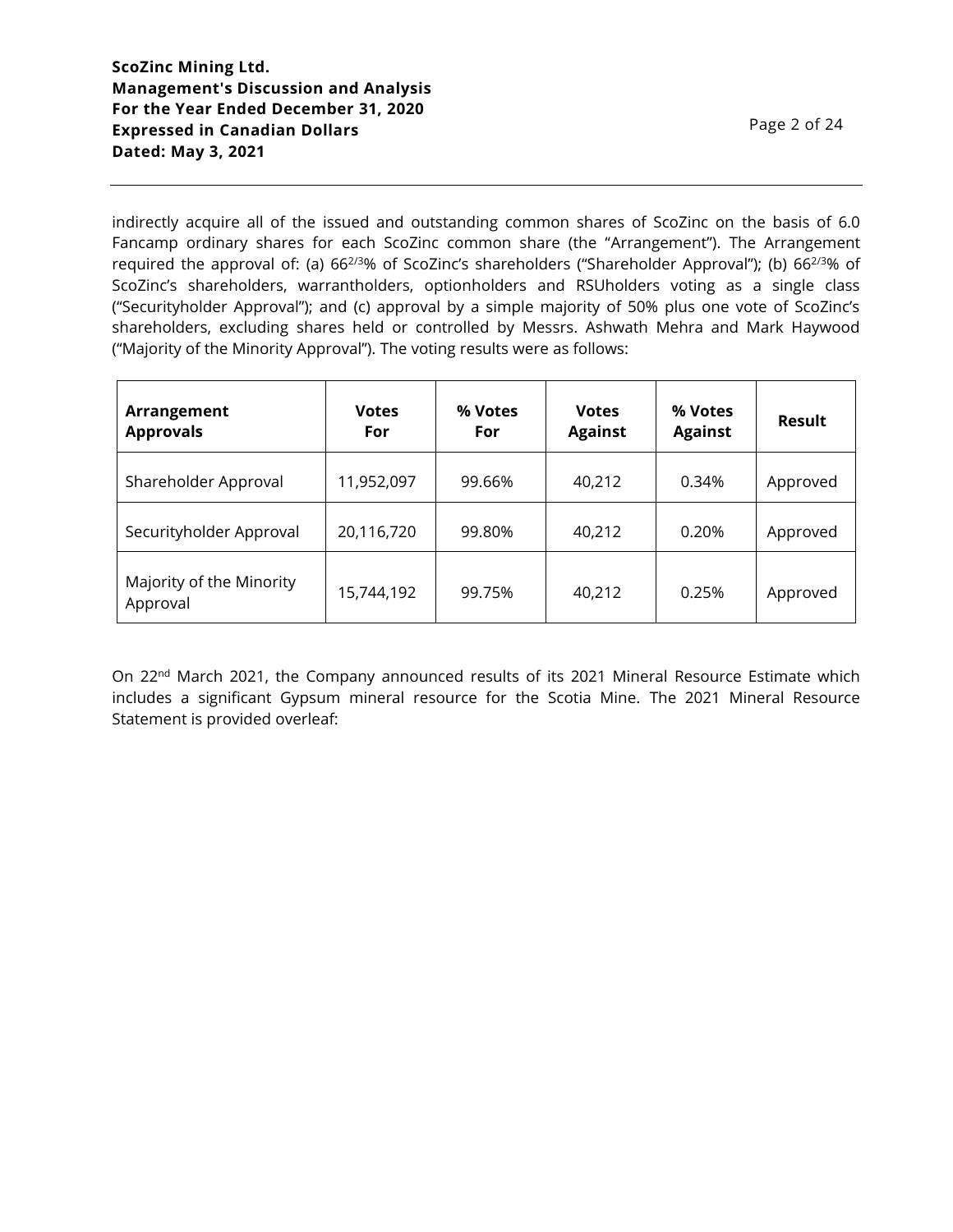indirectly acquire all of the issued and outstanding common shares of ScoZinc on the basis of 6.0 Fancamp ordinary shares for each ScoZinc common share (the "Arrangement"). The Arrangement required the approval of: (a) $66^{2/3}$% of ScoZinc's shareholders ("Shareholder Approval"); (b) $66^{2/3}$% of ScoZinc's shareholders, warrantholders, optionholders and RSUholders voting as a single class ("Securityholder Approval"); and (c) approval by a simple majority of 50% plus one vote of ScoZinc's shareholders, excluding shares held or controlled by Messrs. Ashwath Mehra and Mark Haywood ("Majority of the Minority Approval"). The voting results were as follows:

| Arrangement Approvals | Votes For | % Votes For | Votes Against | % Votes Against | Result |
|---|---|---|---|---|---|
| Shareholder Approval | 11,952,097 | 99.66% | 40,212 | 0.34% | Approved |
| Securityholder Approval | 20,116,720 | 99.80% | 40,212 | 0.20% | Approved |
| Majority of the Minority Approval | 15,744,192 | 99.75% | 40,212 | 0.25% | Approved |

On 22nd March 2021, the Company announced results of its 2021 Mineral Resource Estimate which includes a significant Gypsum mineral resource for the Scotia Mine. The 2021 Mineral Resource Statement is provided overleaf: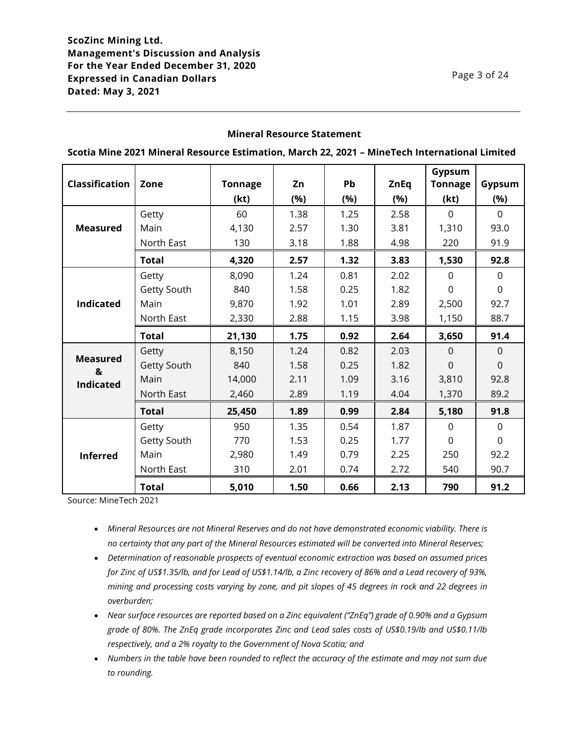## Mineral Resource Statement

**Scotia Mine 2021 Mineral Resource Estimation, March 22, 2021 – MineTech International Limited**

| Classification | Zone | Tonnage (kt) | Zn (%) | Pb (%) | ZnEq (%) | Gypsum Tonnage (kt) | Gypsum (%) |
|---|---|---|---|---|---|---|---|
| **Measured** | Getty | 60 | 1.38 | 1.25 | 2.58 | 0 | 0 |
| | Main | 4,130 | 2.57 | 1.30 | 3.81 | 1,310 | 93.0 |
| | North East | 130 | 3.18 | 1.88 | 4.98 | 220 | 91.9 |
| | **Total** | **4,320** | **2.57** | **1.32** | **3.83** | **1,530** | **92.8** |
| **Indicated** | Getty | 8,090 | 1.24 | 0.81 | 2.02 | 0 | 0 |
| | Getty South | 840 | 1.58 | 0.25 | 1.82 | 0 | 0 |
| | Main | 9,870 | 1.92 | 1.01 | 2.89 | 2,500 | 92.7 |
| | North East | 2,330 | 2.88 | 1.15 | 3.98 | 1,150 | 88.7 |
| | **Total** | **21,130** | **1.75** | **0.92** | **2.64** | **3,650** | **91.4** |
| **Measured & Indicated** | Getty | 8,150 | 1.24 | 0.82 | 2.03 | 0 | 0 |
| | Getty South | 840 | 1.58 | 0.25 | 1.82 | 0 | 0 |
| | Main | 14,000 | 2.11 | 1.09 | 3.16 | 3,810 | 92.8 |
| | North East | 2,460 | 2.89 | 1.19 | 4.04 | 1,370 | 89.2 |
| | **Total** | **25,450** | **1.89** | **0.99** | **2.84** | **5,180** | **91.8** |
| **Inferred** | Getty | 950 | 1.35 | 0.54 | 1.87 | 0 | 0 |
| | Getty South | 770 | 1.53 | 0.25 | 1.77 | 0 | 0 |
| | Main | 2,980 | 1.49 | 0.79 | 2.25 | 250 | 92.2 |
| | North East | 310 | 2.01 | 0.74 | 2.72 | 540 | 90.7 |
| | **Total** | **5,010** | **1.50** | **0.66** | **2.13** | **790** | **91.2** |

Source: MineTech 2021

- *Mineral Resources are not Mineral Reserves and do not have demonstrated economic viability. There is no certainty that any part of the Mineral Resources estimated will be converted into Mineral Reserves;*
- *Determination of reasonable prospects of eventual economic extraction was based on assumed prices for Zinc of US$1.35/lb, and for Lead of US$1.14/lb, a Zinc recovery of 86% and a Lead recovery of 93%, mining and processing costs varying by zone, and pit slopes of 45 degrees in rock and 22 degrees in overburden;*
- *Near surface resources are reported based on a Zinc equivalent ("ZnEq") grade of 0.90% and a Gypsum grade of 80%. The ZnEq grade incorporates Zinc and Lead sales costs of US$0.19/lb and US$0.11/lb respectively, and a 2% royalty to the Government of Nova Scotia; and*
- *Numbers in the table have been rounded to reflect the accuracy of the estimate and may not sum due to rounding.*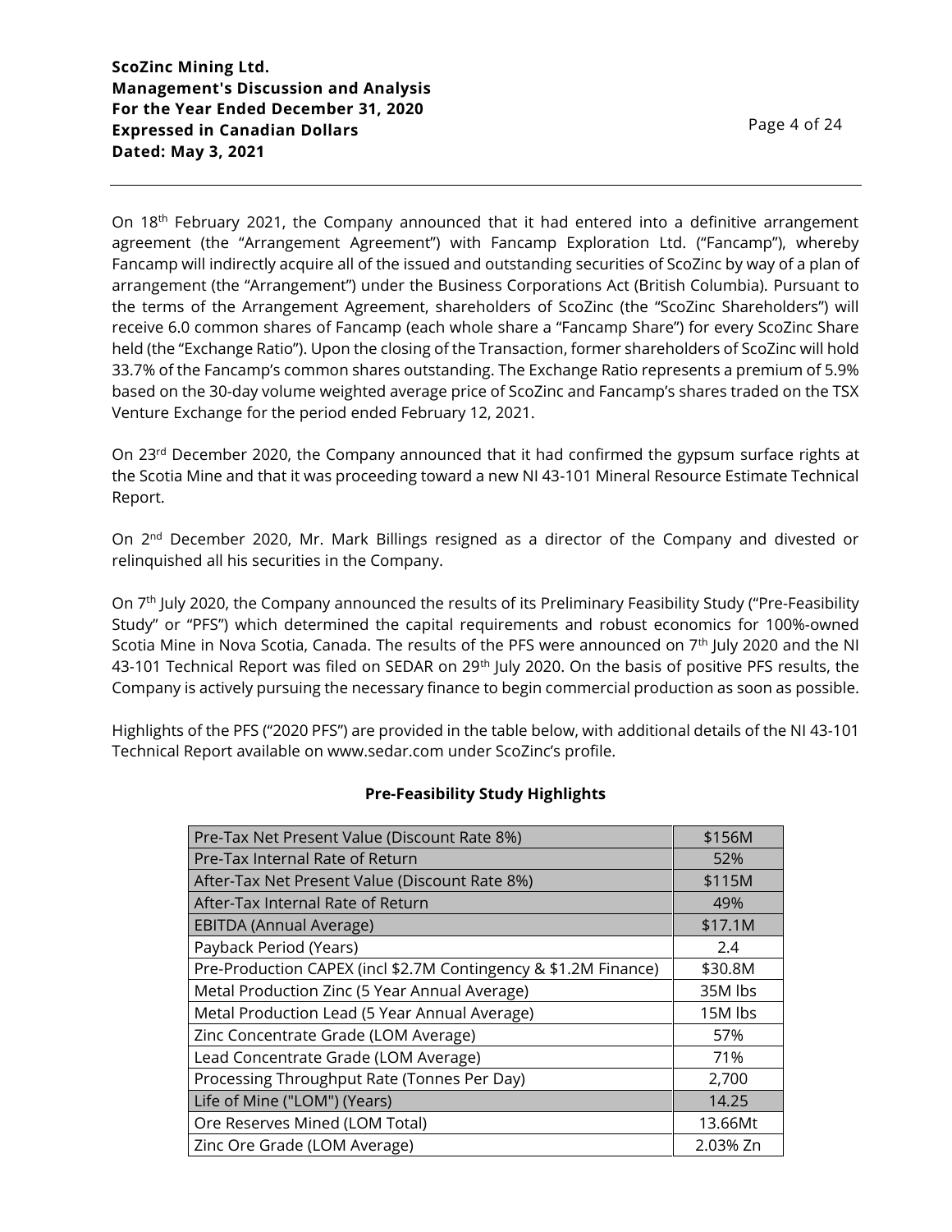On 18th February 2021, the Company announced that it had entered into a definitive arrangement agreement (the "Arrangement Agreement") with Fancamp Exploration Ltd. ("Fancamp"), whereby Fancamp will indirectly acquire all of the issued and outstanding securities of ScoZinc by way of a plan of arrangement (the "Arrangement") under the Business Corporations Act (British Columbia). Pursuant to the terms of the Arrangement Agreement, shareholders of ScoZinc (the "ScoZinc Shareholders") will receive 6.0 common shares of Fancamp (each whole share a "Fancamp Share") for every ScoZinc Share held (the "Exchange Ratio"). Upon the closing of the Transaction, former shareholders of ScoZinc will hold 33.7% of the Fancamp's common shares outstanding. The Exchange Ratio represents a premium of 5.9% based on the 30-day volume weighted average price of ScoZinc and Fancamp's shares traded on the TSX Venture Exchange for the period ended February 12, 2021.

On 23rd December 2020, the Company announced that it had confirmed the gypsum surface rights at the Scotia Mine and that it was proceeding toward a new NI 43-101 Mineral Resource Estimate Technical Report.

On 2nd December 2020, Mr. Mark Billings resigned as a director of the Company and divested or relinquished all his securities in the Company.

On 7th July 2020, the Company announced the results of its Preliminary Feasibility Study ("Pre-Feasibility Study" or "PFS") which determined the capital requirements and robust economics for 100%-owned Scotia Mine in Nova Scotia, Canada. The results of the PFS were announced on 7th July 2020 and the NI 43-101 Technical Report was filed on SEDAR on 29th July 2020. On the basis of positive PFS results, the Company is actively pursuing the necessary finance to begin commercial production as soon as possible.

Highlights of the PFS ("2020 PFS") are provided in the table below, with additional details of the NI 43-101 Technical Report available on www.sedar.com under ScoZinc's profile.

**Pre-Feasibility Study Highlights**

| | |
|---|---|
| Pre-Tax Net Present Value (Discount Rate 8%) | \$156M |
| Pre-Tax Internal Rate of Return | 52% |
| After-Tax Net Present Value (Discount Rate 8%) | \$115M |
| After-Tax Internal Rate of Return | 49% |
| EBITDA (Annual Average) | \$17.1M |
| Payback Period (Years) | 2.4 |
| Pre-Production CAPEX (incl \$2.7M Contingency & \$1.2M Finance) | \$30.8M |
| Metal Production Zinc (5 Year Annual Average) | 35M lbs |
| Metal Production Lead (5 Year Annual Average) | 15M lbs |
| Zinc Concentrate Grade (LOM Average) | 57% |
| Lead Concentrate Grade (LOM Average) | 71% |
| Processing Throughput Rate (Tonnes Per Day) | 2,700 |
| Life of Mine ("LOM") (Years) | 14.25 |
| Ore Reserves Mined (LOM Total) | 13.66Mt |
| Zinc Ore Grade (LOM Average) | 2.03% Zn |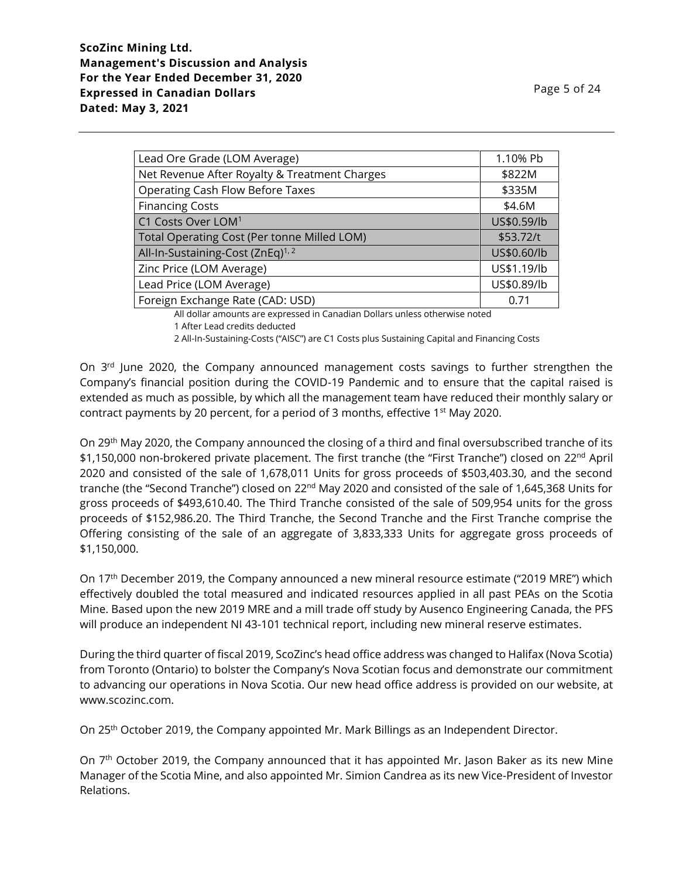| Lead Ore Grade (LOM Average) | 1.10% Pb |
|---|---|
| Net Revenue After Royalty & Treatment Charges | \$822M |
| Operating Cash Flow Before Taxes | \$335M |
| Financing Costs | \$4.6M |
| C1 Costs Over LOM[1] | US\$0.59/lb |
| Total Operating Cost (Per tonne Milled LOM) | \$53.72/t |
| All-In-Sustaining-Cost (ZnEq)[1, 2] | US\$0.60/lb |
| Zinc Price (LOM Average) | US\$1.19/lb |
| Lead Price (LOM Average) | US\$0.89/lb |
| Foreign Exchange Rate (CAD: USD) | 0.71 |

All dollar amounts are expressed in Canadian Dollars unless otherwise noted
1 After Lead credits deducted
2 All-In-Sustaining-Costs ("AISC") are C1 Costs plus Sustaining Capital and Financing Costs

On 3rd June 2020, the Company announced management costs savings to further strengthen the Company's financial position during the COVID-19 Pandemic and to ensure that the capital raised is extended as much as possible, by which all the management team have reduced their monthly salary or contract payments by 20 percent, for a period of 3 months, effective 1st May 2020.

On 29th May 2020, the Company announced the closing of a third and final oversubscribed tranche of its \$1,150,000 non-brokered private placement. The first tranche (the "First Tranche") closed on 22nd April 2020 and consisted of the sale of 1,678,011 Units for gross proceeds of \$503,403.30, and the second tranche (the "Second Tranche") closed on 22nd May 2020 and consisted of the sale of 1,645,368 Units for gross proceeds of \$493,610.40. The Third Tranche consisted of the sale of 509,954 units for the gross proceeds of \$152,986.20. The Third Tranche, the Second Tranche and the First Tranche comprise the Offering consisting of the sale of an aggregate of 3,833,333 Units for aggregate gross proceeds of \$1,150,000.

On 17th December 2019, the Company announced a new mineral resource estimate ("2019 MRE") which effectively doubled the total measured and indicated resources applied in all past PEAs on the Scotia Mine. Based upon the new 2019 MRE and a mill trade off study by Ausenco Engineering Canada, the PFS will produce an independent NI 43-101 technical report, including new mineral reserve estimates.

During the third quarter of fiscal 2019, ScoZinc's head office address was changed to Halifax (Nova Scotia) from Toronto (Ontario) to bolster the Company's Nova Scotian focus and demonstrate our commitment to advancing our operations in Nova Scotia. Our new head office address is provided on our website, at www.scozinc.com.

On 25th October 2019, the Company appointed Mr. Mark Billings as an Independent Director.

On 7th October 2019, the Company announced that it has appointed Mr. Jason Baker as its new Mine Manager of the Scotia Mine, and also appointed Mr. Simion Candrea as its new Vice-President of Investor Relations.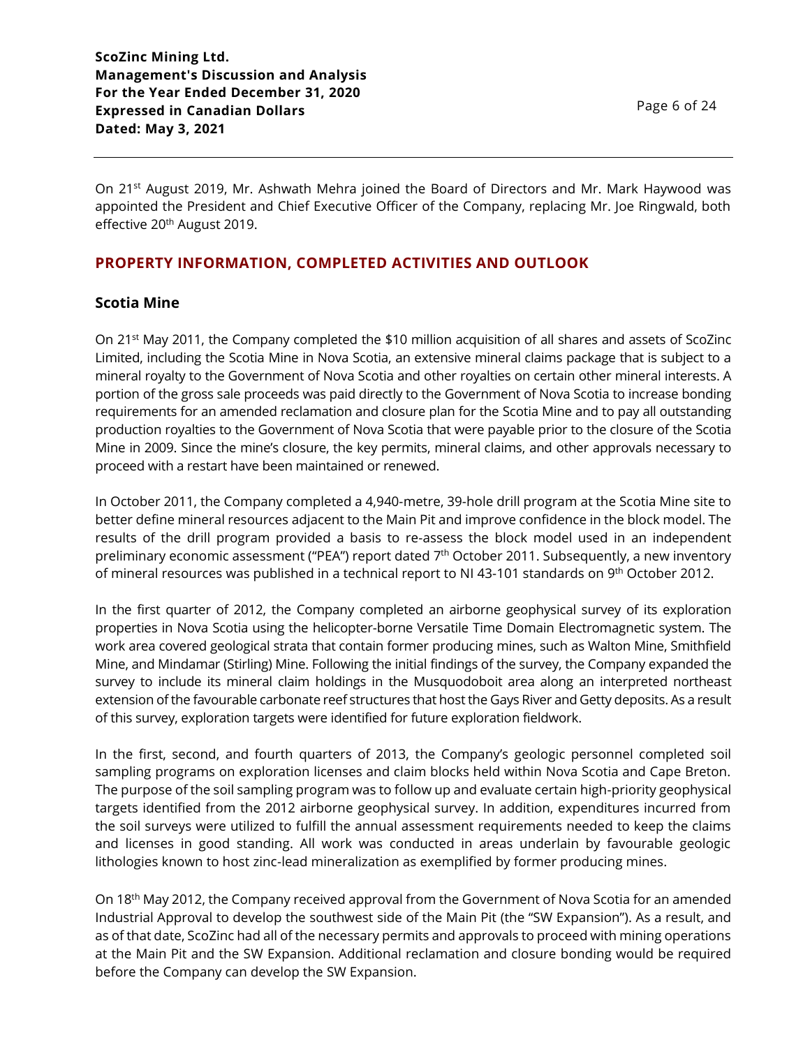On 21st August 2019, Mr. Ashwath Mehra joined the Board of Directors and Mr. Mark Haywood was appointed the President and Chief Executive Officer of the Company, replacing Mr. Joe Ringwald, both effective 20th August 2019.

## PROPERTY INFORMATION, COMPLETED ACTIVITIES AND OUTLOOK

### Scotia Mine

On 21st May 2011, the Company completed the $10 million acquisition of all shares and assets of ScoZinc Limited, including the Scotia Mine in Nova Scotia, an extensive mineral claims package that is subject to a mineral royalty to the Government of Nova Scotia and other royalties on certain other mineral interests. A portion of the gross sale proceeds was paid directly to the Government of Nova Scotia to increase bonding requirements for an amended reclamation and closure plan for the Scotia Mine and to pay all outstanding production royalties to the Government of Nova Scotia that were payable prior to the closure of the Scotia Mine in 2009. Since the mine's closure, the key permits, mineral claims, and other approvals necessary to proceed with a restart have been maintained or renewed.

In October 2011, the Company completed a 4,940-metre, 39-hole drill program at the Scotia Mine site to better define mineral resources adjacent to the Main Pit and improve confidence in the block model. The results of the drill program provided a basis to re-assess the block model used in an independent preliminary economic assessment ("PEA") report dated 7th October 2011. Subsequently, a new inventory of mineral resources was published in a technical report to NI 43-101 standards on 9th October 2012.

In the first quarter of 2012, the Company completed an airborne geophysical survey of its exploration properties in Nova Scotia using the helicopter-borne Versatile Time Domain Electromagnetic system. The work area covered geological strata that contain former producing mines, such as Walton Mine, Smithfield Mine, and Mindamar (Stirling) Mine. Following the initial findings of the survey, the Company expanded the survey to include its mineral claim holdings in the Musquodoboit area along an interpreted northeast extension of the favourable carbonate reef structures that host the Gays River and Getty deposits. As a result of this survey, exploration targets were identified for future exploration fieldwork.

In the first, second, and fourth quarters of 2013, the Company's geologic personnel completed soil sampling programs on exploration licenses and claim blocks held within Nova Scotia and Cape Breton. The purpose of the soil sampling program was to follow up and evaluate certain high-priority geophysical targets identified from the 2012 airborne geophysical survey. In addition, expenditures incurred from the soil surveys were utilized to fulfill the annual assessment requirements needed to keep the claims and licenses in good standing. All work was conducted in areas underlain by favourable geologic lithologies known to host zinc-lead mineralization as exemplified by former producing mines.

On 18th May 2012, the Company received approval from the Government of Nova Scotia for an amended Industrial Approval to develop the southwest side of the Main Pit (the "SW Expansion"). As a result, and as of that date, ScoZinc had all of the necessary permits and approvals to proceed with mining operations at the Main Pit and the SW Expansion. Additional reclamation and closure bonding would be required before the Company can develop the SW Expansion.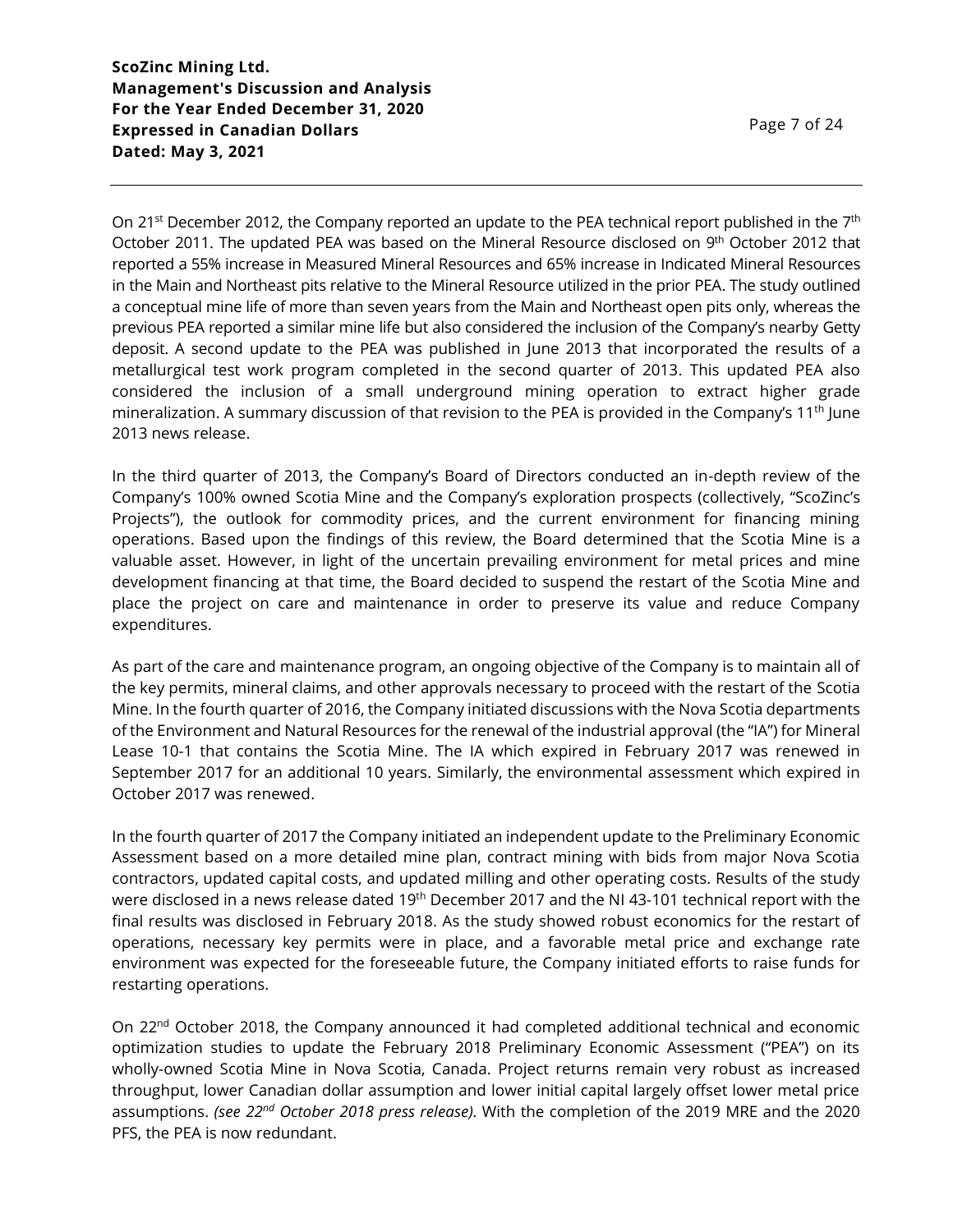On 21st December 2012, the Company reported an update to the PEA technical report published in the 7th October 2011. The updated PEA was based on the Mineral Resource disclosed on 9th October 2012 that reported a 55% increase in Measured Mineral Resources and 65% increase in Indicated Mineral Resources in the Main and Northeast pits relative to the Mineral Resource utilized in the prior PEA. The study outlined a conceptual mine life of more than seven years from the Main and Northeast open pits only, whereas the previous PEA reported a similar mine life but also considered the inclusion of the Company's nearby Getty deposit. A second update to the PEA was published in June 2013 that incorporated the results of a metallurgical test work program completed in the second quarter of 2013. This updated PEA also considered the inclusion of a small underground mining operation to extract higher grade mineralization. A summary discussion of that revision to the PEA is provided in the Company's 11th June 2013 news release.

In the third quarter of 2013, the Company's Board of Directors conducted an in-depth review of the Company's 100% owned Scotia Mine and the Company's exploration prospects (collectively, "ScoZinc's Projects"), the outlook for commodity prices, and the current environment for financing mining operations. Based upon the findings of this review, the Board determined that the Scotia Mine is a valuable asset. However, in light of the uncertain prevailing environment for metal prices and mine development financing at that time, the Board decided to suspend the restart of the Scotia Mine and place the project on care and maintenance in order to preserve its value and reduce Company expenditures.

As part of the care and maintenance program, an ongoing objective of the Company is to maintain all of the key permits, mineral claims, and other approvals necessary to proceed with the restart of the Scotia Mine. In the fourth quarter of 2016, the Company initiated discussions with the Nova Scotia departments of the Environment and Natural Resources for the renewal of the industrial approval (the "IA") for Mineral Lease 10-1 that contains the Scotia Mine. The IA which expired in February 2017 was renewed in September 2017 for an additional 10 years. Similarly, the environmental assessment which expired in October 2017 was renewed.

In the fourth quarter of 2017 the Company initiated an independent update to the Preliminary Economic Assessment based on a more detailed mine plan, contract mining with bids from major Nova Scotia contractors, updated capital costs, and updated milling and other operating costs. Results of the study were disclosed in a news release dated 19th December 2017 and the NI 43-101 technical report with the final results was disclosed in February 2018. As the study showed robust economics for the restart of operations, necessary key permits were in place, and a favorable metal price and exchange rate environment was expected for the foreseeable future, the Company initiated efforts to raise funds for restarting operations.

On 22nd October 2018, the Company announced it had completed additional technical and economic optimization studies to update the February 2018 Preliminary Economic Assessment ("PEA") on its wholly-owned Scotia Mine in Nova Scotia, Canada. Project returns remain very robust as increased throughput, lower Canadian dollar assumption and lower initial capital largely offset lower metal price assumptions. *(see 22nd October 2018 press release).* With the completion of the 2019 MRE and the 2020 PFS, the PEA is now redundant.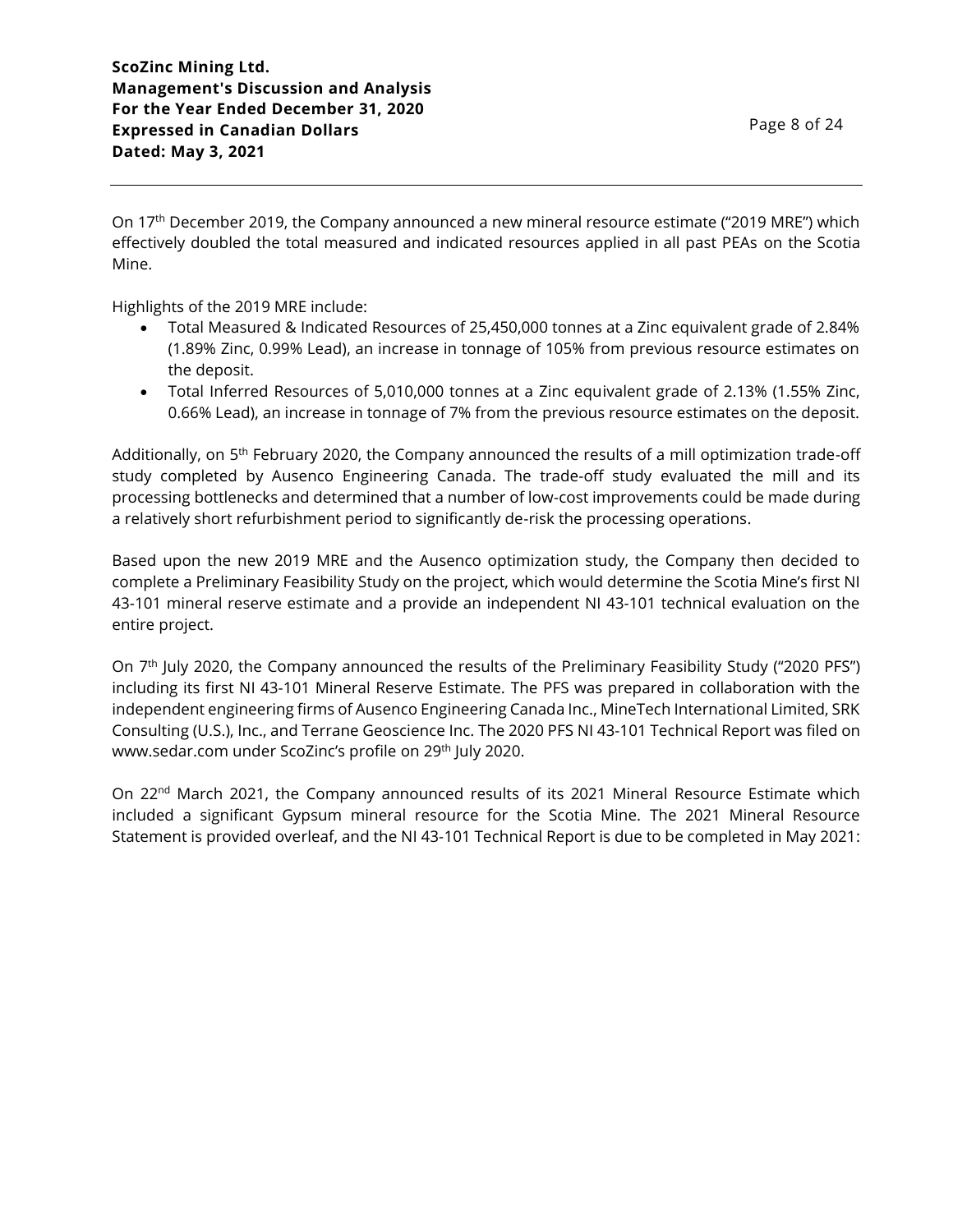On 17th December 2019, the Company announced a new mineral resource estimate ("2019 MRE") which effectively doubled the total measured and indicated resources applied in all past PEAs on the Scotia Mine.

Highlights of the 2019 MRE include:

- Total Measured & Indicated Resources of 25,450,000 tonnes at a Zinc equivalent grade of 2.84% (1.89% Zinc, 0.99% Lead), an increase in tonnage of 105% from previous resource estimates on the deposit.
- Total Inferred Resources of 5,010,000 tonnes at a Zinc equivalent grade of 2.13% (1.55% Zinc, 0.66% Lead), an increase in tonnage of 7% from the previous resource estimates on the deposit.

Additionally, on 5th February 2020, the Company announced the results of a mill optimization trade-off study completed by Ausenco Engineering Canada. The trade-off study evaluated the mill and its processing bottlenecks and determined that a number of low-cost improvements could be made during a relatively short refurbishment period to significantly de-risk the processing operations.

Based upon the new 2019 MRE and the Ausenco optimization study, the Company then decided to complete a Preliminary Feasibility Study on the project, which would determine the Scotia Mine's first NI 43-101 mineral reserve estimate and a provide an independent NI 43-101 technical evaluation on the entire project.

On 7th July 2020, the Company announced the results of the Preliminary Feasibility Study ("2020 PFS") including its first NI 43-101 Mineral Reserve Estimate. The PFS was prepared in collaboration with the independent engineering firms of Ausenco Engineering Canada Inc., MineTech International Limited, SRK Consulting (U.S.), Inc., and Terrane Geoscience Inc. The 2020 PFS NI 43-101 Technical Report was filed on www.sedar.com under ScoZinc's profile on 29th July 2020.

On 22nd March 2021, the Company announced results of its 2021 Mineral Resource Estimate which included a significant Gypsum mineral resource for the Scotia Mine. The 2021 Mineral Resource Statement is provided overleaf, and the NI 43-101 Technical Report is due to be completed in May 2021: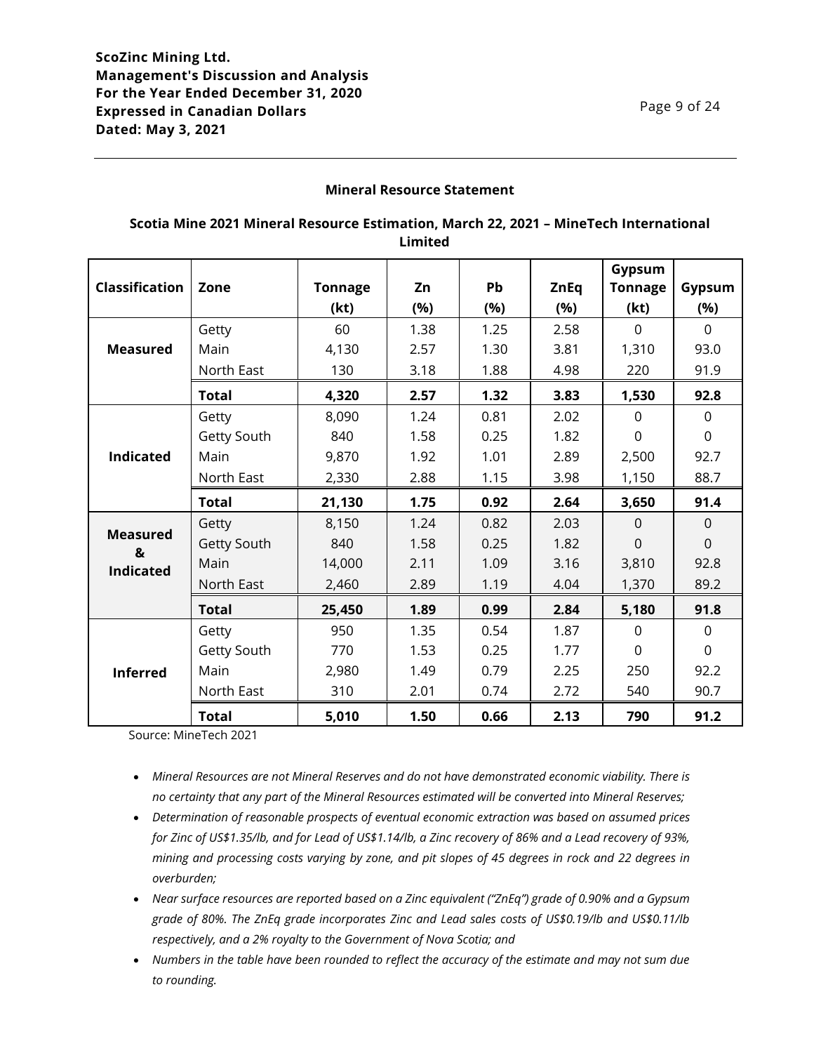### Mineral Resource Statement

**Scotia Mine 2021 Mineral Resource Estimation, March 22, 2021 – MineTech International Limited**

| Classification | Zone | Tonnage (kt) | Zn (%) | Pb (%) | ZnEq (%) | Gypsum Tonnage (kt) | Gypsum (%) |
|---|---|---|---|---|---|---|---|
| **Measured** | Getty | 60 | 1.38 | 1.25 | 2.58 | 0 | 0 |
| | Main | 4,130 | 2.57 | 1.30 | 3.81 | 1,310 | 93.0 |
| | North East | 130 | 3.18 | 1.88 | 4.98 | 220 | 91.9 |
| | **Total** | **4,320** | **2.57** | **1.32** | **3.83** | **1,530** | **92.8** |
| **Indicated** | Getty | 8,090 | 1.24 | 0.81 | 2.02 | 0 | 0 |
| | Getty South | 840 | 1.58 | 0.25 | 1.82 | 0 | 0 |
| | Main | 9,870 | 1.92 | 1.01 | 2.89 | 2,500 | 92.7 |
| | North East | 2,330 | 2.88 | 1.15 | 3.98 | 1,150 | 88.7 |
| | **Total** | **21,130** | **1.75** | **0.92** | **2.64** | **3,650** | **91.4** |
| **Measured & Indicated** | Getty | 8,150 | 1.24 | 0.82 | 2.03 | 0 | 0 |
| | Getty South | 840 | 1.58 | 0.25 | 1.82 | 0 | 0 |
| | Main | 14,000 | 2.11 | 1.09 | 3.16 | 3,810 | 92.8 |
| | North East | 2,460 | 2.89 | 1.19 | 4.04 | 1,370 | 89.2 |
| | **Total** | **25,450** | **1.89** | **0.99** | **2.84** | **5,180** | **91.8** |
| **Inferred** | Getty | 950 | 1.35 | 0.54 | 1.87 | 0 | 0 |
| | Getty South | 770 | 1.53 | 0.25 | 1.77 | 0 | 0 |
| | Main | 2,980 | 1.49 | 0.79 | 2.25 | 250 | 92.2 |
| | North East | 310 | 2.01 | 0.74 | 2.72 | 540 | 90.7 |
| | **Total** | **5,010** | **1.50** | **0.66** | **2.13** | **790** | **91.2** |

Source: MineTech 2021

- *Mineral Resources are not Mineral Reserves and do not have demonstrated economic viability. There is no certainty that any part of the Mineral Resources estimated will be converted into Mineral Reserves;*
- *Determination of reasonable prospects of eventual economic extraction was based on assumed prices for Zinc of US$1.35/lb, and for Lead of US$1.14/lb, a Zinc recovery of 86% and a Lead recovery of 93%, mining and processing costs varying by zone, and pit slopes of 45 degrees in rock and 22 degrees in overburden;*
- *Near surface resources are reported based on a Zinc equivalent ("ZnEq") grade of 0.90% and a Gypsum grade of 80%. The ZnEq grade incorporates Zinc and Lead sales costs of US$0.19/lb and US$0.11/lb respectively, and a 2% royalty to the Government of Nova Scotia; and*
- *Numbers in the table have been rounded to reflect the accuracy of the estimate and may not sum due to rounding.*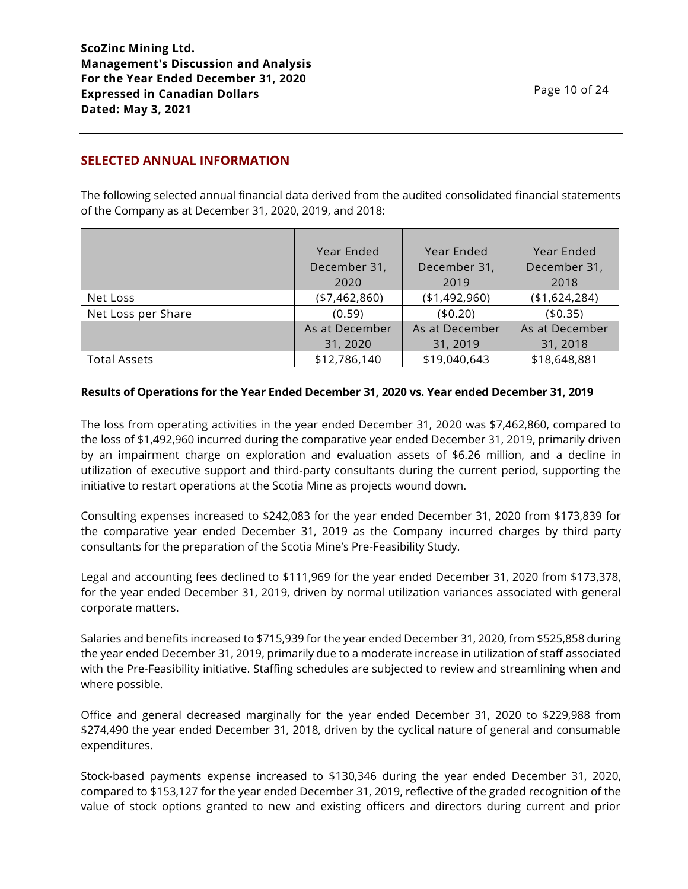## SELECTED ANNUAL INFORMATION

The following selected annual financial data derived from the audited consolidated financial statements of the Company as at December 31, 2020, 2019, and 2018:

| | Year Ended December 31, 2020 | Year Ended December 31, 2019 | Year Ended December 31, 2018 |
|---|---|---|---|
| Net Loss | ($7,462,860) | ($1,492,960) | ($1,624,284) |
| Net Loss per Share | (0.59) | ($0.20) | ($0.35) |
| | As at December 31, 2020 | As at December 31, 2019 | As at December 31, 2018 |
| Total Assets | $12,786,140 | $19,040,643 | $18,648,881 |

**Results of Operations for the Year Ended December 31, 2020 vs. Year ended December 31, 2019**

The loss from operating activities in the year ended December 31, 2020 was $7,462,860, compared to the loss of $1,492,960 incurred during the comparative year ended December 31, 2019, primarily driven by an impairment charge on exploration and evaluation assets of $6.26 million, and a decline in utilization of executive support and third-party consultants during the current period, supporting the initiative to restart operations at the Scotia Mine as projects wound down.

Consulting expenses increased to $242,083 for the year ended December 31, 2020 from $173,839 for the comparative year ended December 31, 2019 as the Company incurred charges by third party consultants for the preparation of the Scotia Mine's Pre-Feasibility Study.

Legal and accounting fees declined to $111,969 for the year ended December 31, 2020 from $173,378, for the year ended December 31, 2019, driven by normal utilization variances associated with general corporate matters.

Salaries and benefits increased to $715,939 for the year ended December 31, 2020, from $525,858 during the year ended December 31, 2019, primarily due to a moderate increase in utilization of staff associated with the Pre-Feasibility initiative. Staffing schedules are subjected to review and streamlining when and where possible.

Office and general decreased marginally for the year ended December 31, 2020 to $229,988 from $274,490 the year ended December 31, 2018, driven by the cyclical nature of general and consumable expenditures.

Stock-based payments expense increased to $130,346 during the year ended December 31, 2020, compared to $153,127 for the year ended December 31, 2019, reflective of the graded recognition of the value of stock options granted to new and existing officers and directors during current and prior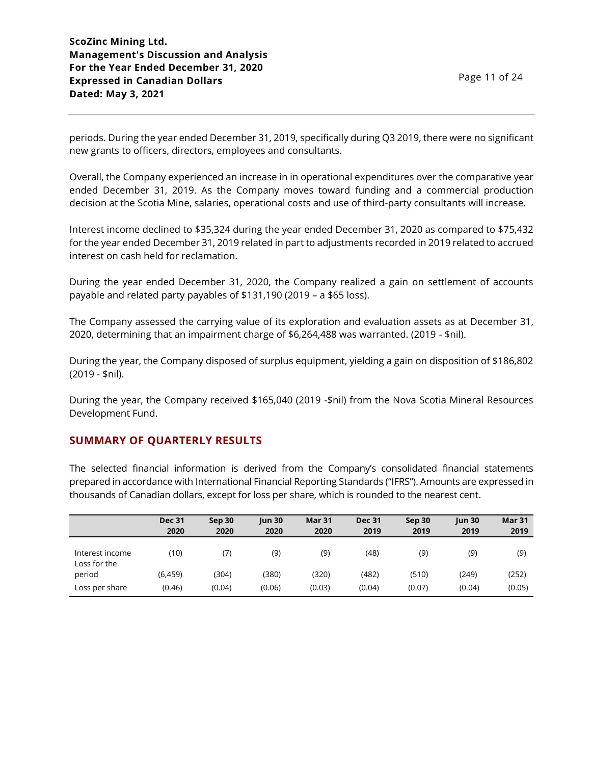periods. During the year ended December 31, 2019, specifically during Q3 2019, there were no significant new grants to officers, directors, employees and consultants.

Overall, the Company experienced an increase in in operational expenditures over the comparative year ended December 31, 2019. As the Company moves toward funding and a commercial production decision at the Scotia Mine, salaries, operational costs and use of third-party consultants will increase.

Interest income declined to $35,324 during the year ended December 31, 2020 as compared to $75,432 for the year ended December 31, 2019 related in part to adjustments recorded in 2019 related to accrued interest on cash held for reclamation.

During the year ended December 31, 2020, the Company realized a gain on settlement of accounts payable and related party payables of $131,190 (2019 – a $65 loss).

The Company assessed the carrying value of its exploration and evaluation assets as at December 31, 2020, determining that an impairment charge of $6,264,488 was warranted. (2019 - $nil).

During the year, the Company disposed of surplus equipment, yielding a gain on disposition of $186,802 (2019 - $nil).

During the year, the Company received $165,040 (2019 -$nil) from the Nova Scotia Mineral Resources Development Fund.

## SUMMARY OF QUARTERLY RESULTS

The selected financial information is derived from the Company's consolidated financial statements prepared in accordance with International Financial Reporting Standards ("IFRS"). Amounts are expressed in thousands of Canadian dollars, except for loss per share, which is rounded to the nearest cent.

| | Dec 31 2020 | Sep 30 2020 | Jun 30 2020 | Mar 31 2020 | Dec 31 2019 | Sep 30 2019 | Jun 30 2019 | Mar 31 2019 |
|---|---|---|---|---|---|---|---|---|
| Interest income | (10) | (7) | (9) | (9) | (48) | (9) | (9) | (9) |
| Loss for the period | (6,459) | (304) | (380) | (320) | (482) | (510) | (249) | (252) |
| Loss per share | (0.46) | (0.04) | (0.06) | (0.03) | (0.04) | (0.07) | (0.04) | (0.05) |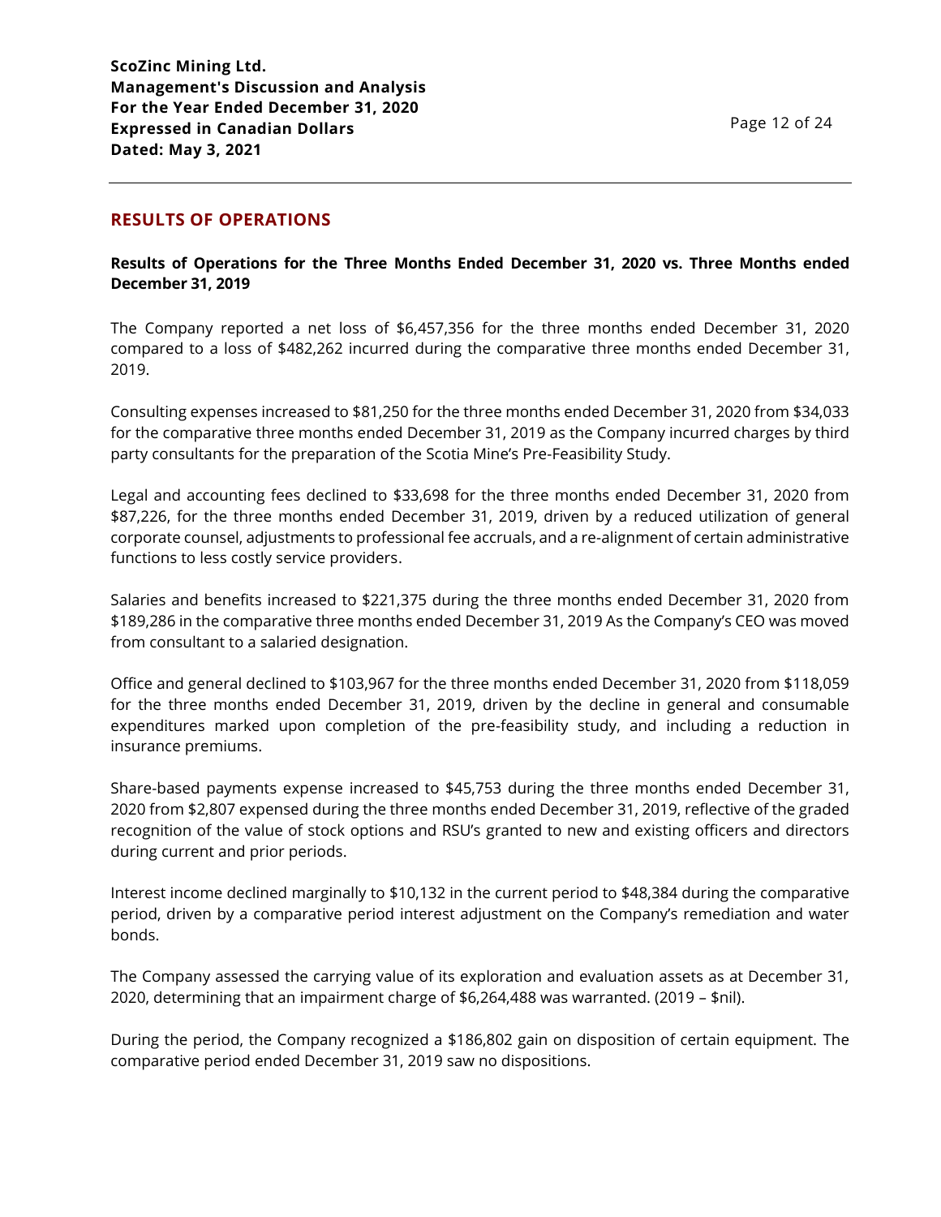## RESULTS OF OPERATIONS

### Results of Operations for the Three Months Ended December 31, 2020 vs. Three Months ended December 31, 2019

The Company reported a net loss of $6,457,356 for the three months ended December 31, 2020 compared to a loss of $482,262 incurred during the comparative three months ended December 31, 2019.

Consulting expenses increased to $81,250 for the three months ended December 31, 2020 from $34,033 for the comparative three months ended December 31, 2019 as the Company incurred charges by third party consultants for the preparation of the Scotia Mine's Pre-Feasibility Study.

Legal and accounting fees declined to $33,698 for the three months ended December 31, 2020 from $87,226, for the three months ended December 31, 2019, driven by a reduced utilization of general corporate counsel, adjustments to professional fee accruals, and a re-alignment of certain administrative functions to less costly service providers.

Salaries and benefits increased to $221,375 during the three months ended December 31, 2020 from $189,286 in the comparative three months ended December 31, 2019 As the Company's CEO was moved from consultant to a salaried designation.

Office and general declined to $103,967 for the three months ended December 31, 2020 from $118,059 for the three months ended December 31, 2019, driven by the decline in general and consumable expenditures marked upon completion of the pre-feasibility study, and including a reduction in insurance premiums.

Share-based payments expense increased to $45,753 during the three months ended December 31, 2020 from $2,807 expensed during the three months ended December 31, 2019, reflective of the graded recognition of the value of stock options and RSU's granted to new and existing officers and directors during current and prior periods.

Interest income declined marginally to $10,132 in the current period to $48,384 during the comparative period, driven by a comparative period interest adjustment on the Company's remediation and water bonds.

The Company assessed the carrying value of its exploration and evaluation assets as at December 31, 2020, determining that an impairment charge of $6,264,488 was warranted. (2019 – $nil).

During the period, the Company recognized a $186,802 gain on disposition of certain equipment. The comparative period ended December 31, 2019 saw no dispositions.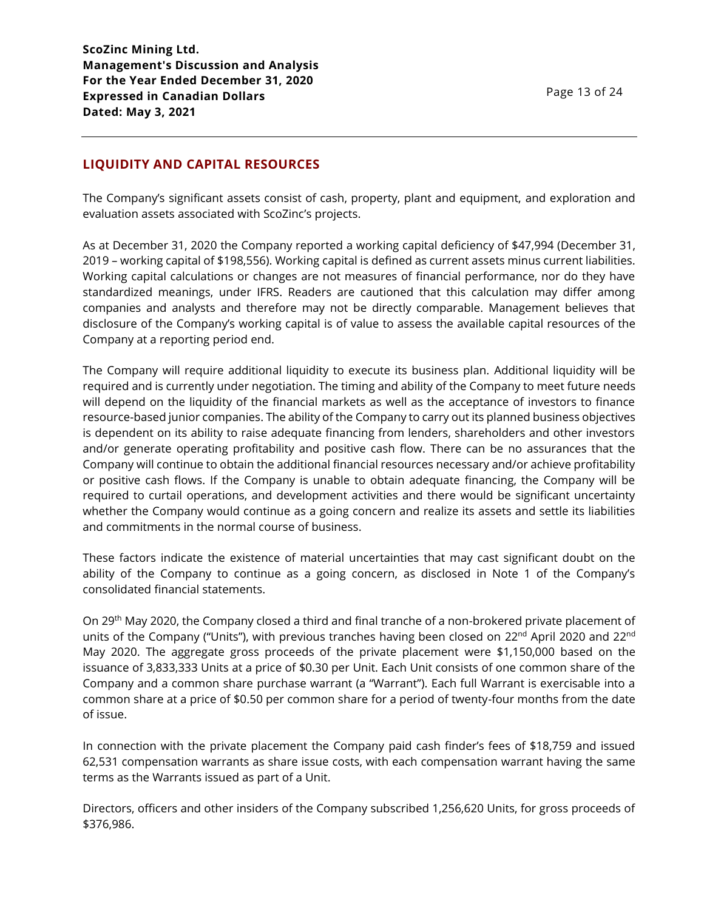## LIQUIDITY AND CAPITAL RESOURCES

The Company's significant assets consist of cash, property, plant and equipment, and exploration and evaluation assets associated with ScoZinc's projects.

As at December 31, 2020 the Company reported a working capital deficiency of $47,994 (December 31, 2019 – working capital of $198,556). Working capital is defined as current assets minus current liabilities. Working capital calculations or changes are not measures of financial performance, nor do they have standardized meanings, under IFRS. Readers are cautioned that this calculation may differ among companies and analysts and therefore may not be directly comparable. Management believes that disclosure of the Company's working capital is of value to assess the available capital resources of the Company at a reporting period end.

The Company will require additional liquidity to execute its business plan. Additional liquidity will be required and is currently under negotiation. The timing and ability of the Company to meet future needs will depend on the liquidity of the financial markets as well as the acceptance of investors to finance resource-based junior companies. The ability of the Company to carry out its planned business objectives is dependent on its ability to raise adequate financing from lenders, shareholders and other investors and/or generate operating profitability and positive cash flow. There can be no assurances that the Company will continue to obtain the additional financial resources necessary and/or achieve profitability or positive cash flows. If the Company is unable to obtain adequate financing, the Company will be required to curtail operations, and development activities and there would be significant uncertainty whether the Company would continue as a going concern and realize its assets and settle its liabilities and commitments in the normal course of business.

These factors indicate the existence of material uncertainties that may cast significant doubt on the ability of the Company to continue as a going concern, as disclosed in Note 1 of the Company's consolidated financial statements.

On 29th May 2020, the Company closed a third and final tranche of a non-brokered private placement of units of the Company ("Units"), with previous tranches having been closed on 22nd April 2020 and 22nd May 2020. The aggregate gross proceeds of the private placement were $1,150,000 based on the issuance of 3,833,333 Units at a price of $0.30 per Unit. Each Unit consists of one common share of the Company and a common share purchase warrant (a "Warrant"). Each full Warrant is exercisable into a common share at a price of $0.50 per common share for a period of twenty-four months from the date of issue.

In connection with the private placement the Company paid cash finder's fees of $18,759 and issued 62,531 compensation warrants as share issue costs, with each compensation warrant having the same terms as the Warrants issued as part of a Unit.

Directors, officers and other insiders of the Company subscribed 1,256,620 Units, for gross proceeds of $376,986.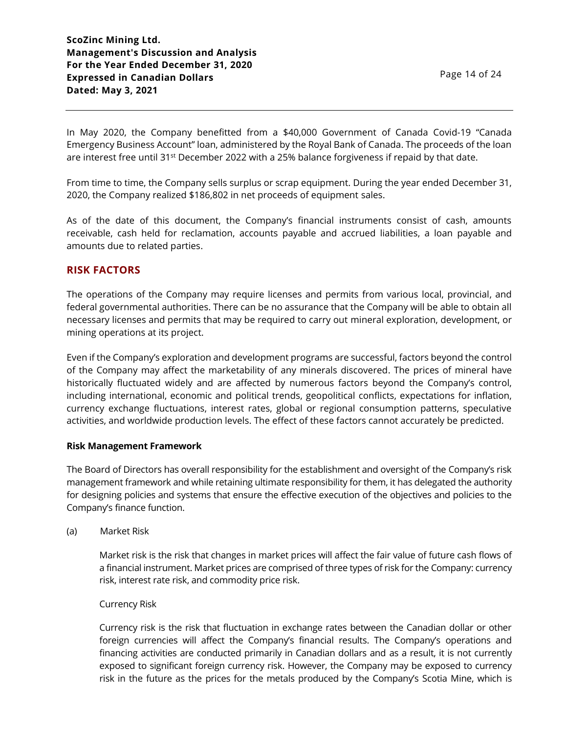In May 2020, the Company benefitted from a $40,000 Government of Canada Covid-19 "Canada Emergency Business Account" loan, administered by the Royal Bank of Canada. The proceeds of the loan are interest free until 31st December 2022 with a 25% balance forgiveness if repaid by that date.

From time to time, the Company sells surplus or scrap equipment. During the year ended December 31, 2020, the Company realized $186,802 in net proceeds of equipment sales.

As of the date of this document, the Company's financial instruments consist of cash, amounts receivable, cash held for reclamation, accounts payable and accrued liabilities, a loan payable and amounts due to related parties.

## RISK FACTORS

The operations of the Company may require licenses and permits from various local, provincial, and federal governmental authorities. There can be no assurance that the Company will be able to obtain all necessary licenses and permits that may be required to carry out mineral exploration, development, or mining operations at its project.

Even if the Company's exploration and development programs are successful, factors beyond the control of the Company may affect the marketability of any minerals discovered. The prices of mineral have historically fluctuated widely and are affected by numerous factors beyond the Company's control, including international, economic and political trends, geopolitical conflicts, expectations for inflation, currency exchange fluctuations, interest rates, global or regional consumption patterns, speculative activities, and worldwide production levels. The effect of these factors cannot accurately be predicted.

**Risk Management Framework**

The Board of Directors has overall responsibility for the establishment and oversight of the Company's risk management framework and while retaining ultimate responsibility for them, it has delegated the authority for designing policies and systems that ensure the effective execution of the objectives and policies to the Company's finance function.

(a) Market Risk

Market risk is the risk that changes in market prices will affect the fair value of future cash flows of a financial instrument. Market prices are comprised of three types of risk for the Company: currency risk, interest rate risk, and commodity price risk.

Currency Risk

Currency risk is the risk that fluctuation in exchange rates between the Canadian dollar or other foreign currencies will affect the Company's financial results. The Company's operations and financing activities are conducted primarily in Canadian dollars and as a result, it is not currently exposed to significant foreign currency risk. However, the Company may be exposed to currency risk in the future as the prices for the metals produced by the Company's Scotia Mine, which is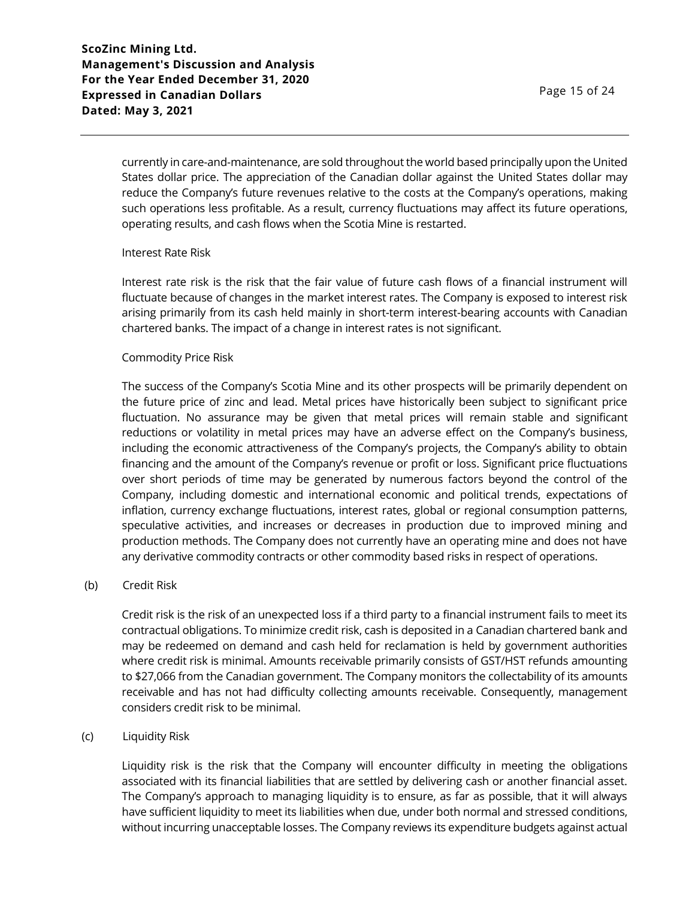currently in care-and-maintenance, are sold throughout the world based principally upon the United States dollar price. The appreciation of the Canadian dollar against the United States dollar may reduce the Company's future revenues relative to the costs at the Company's operations, making such operations less profitable. As a result, currency fluctuations may affect its future operations, operating results, and cash flows when the Scotia Mine is restarted.

Interest Rate Risk

Interest rate risk is the risk that the fair value of future cash flows of a financial instrument will fluctuate because of changes in the market interest rates. The Company is exposed to interest risk arising primarily from its cash held mainly in short-term interest-bearing accounts with Canadian chartered banks. The impact of a change in interest rates is not significant.

Commodity Price Risk

The success of the Company's Scotia Mine and its other prospects will be primarily dependent on the future price of zinc and lead. Metal prices have historically been subject to significant price fluctuation. No assurance may be given that metal prices will remain stable and significant reductions or volatility in metal prices may have an adverse effect on the Company's business, including the economic attractiveness of the Company's projects, the Company's ability to obtain financing and the amount of the Company's revenue or profit or loss. Significant price fluctuations over short periods of time may be generated by numerous factors beyond the control of the Company, including domestic and international economic and political trends, expectations of inflation, currency exchange fluctuations, interest rates, global or regional consumption patterns, speculative activities, and increases or decreases in production due to improved mining and production methods. The Company does not currently have an operating mine and does not have any derivative commodity contracts or other commodity based risks in respect of operations.

(b) Credit Risk

Credit risk is the risk of an unexpected loss if a third party to a financial instrument fails to meet its contractual obligations. To minimize credit risk, cash is deposited in a Canadian chartered bank and may be redeemed on demand and cash held for reclamation is held by government authorities where credit risk is minimal. Amounts receivable primarily consists of GST/HST refunds amounting to $27,066 from the Canadian government. The Company monitors the collectability of its amounts receivable and has not had difficulty collecting amounts receivable. Consequently, management considers credit risk to be minimal.

(c) Liquidity Risk

Liquidity risk is the risk that the Company will encounter difficulty in meeting the obligations associated with its financial liabilities that are settled by delivering cash or another financial asset. The Company's approach to managing liquidity is to ensure, as far as possible, that it will always have sufficient liquidity to meet its liabilities when due, under both normal and stressed conditions, without incurring unacceptable losses. The Company reviews its expenditure budgets against actual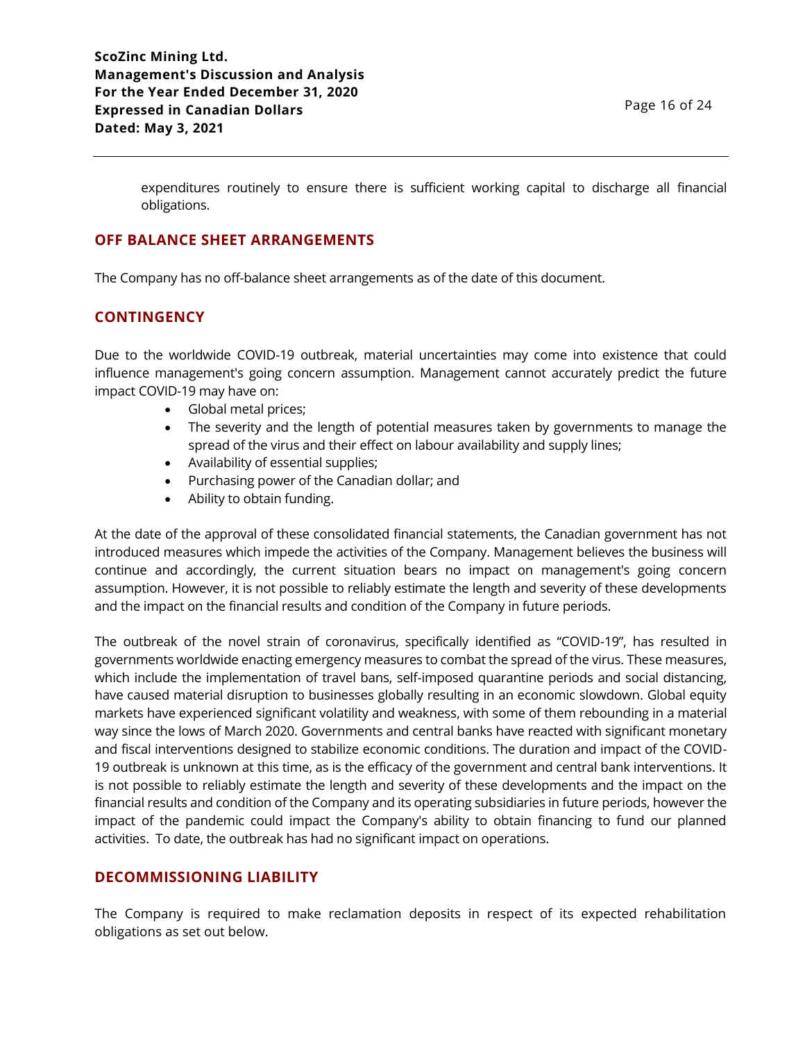expenditures routinely to ensure there is sufficient working capital to discharge all financial obligations.

## OFF BALANCE SHEET ARRANGEMENTS

The Company has no off-balance sheet arrangements as of the date of this document.

## CONTINGENCY

Due to the worldwide COVID-19 outbreak, material uncertainties may come into existence that could influence management's going concern assumption. Management cannot accurately predict the future impact COVID-19 may have on:

- Global metal prices;
- The severity and the length of potential measures taken by governments to manage the spread of the virus and their effect on labour availability and supply lines;
- Availability of essential supplies;
- Purchasing power of the Canadian dollar; and
- Ability to obtain funding.

At the date of the approval of these consolidated financial statements, the Canadian government has not introduced measures which impede the activities of the Company. Management believes the business will continue and accordingly, the current situation bears no impact on management's going concern assumption. However, it is not possible to reliably estimate the length and severity of these developments and the impact on the financial results and condition of the Company in future periods.

The outbreak of the novel strain of coronavirus, specifically identified as "COVID-19", has resulted in governments worldwide enacting emergency measures to combat the spread of the virus. These measures, which include the implementation of travel bans, self-imposed quarantine periods and social distancing, have caused material disruption to businesses globally resulting in an economic slowdown. Global equity markets have experienced significant volatility and weakness, with some of them rebounding in a material way since the lows of March 2020. Governments and central banks have reacted with significant monetary and fiscal interventions designed to stabilize economic conditions. The duration and impact of the COVID-19 outbreak is unknown at this time, as is the efficacy of the government and central bank interventions. It is not possible to reliably estimate the length and severity of these developments and the impact on the financial results and condition of the Company and its operating subsidiaries in future periods, however the impact of the pandemic could impact the Company's ability to obtain financing to fund our planned activities. To date, the outbreak has had no significant impact on operations.

## DECOMMISSIONING LIABILITY

The Company is required to make reclamation deposits in respect of its expected rehabilitation obligations as set out below.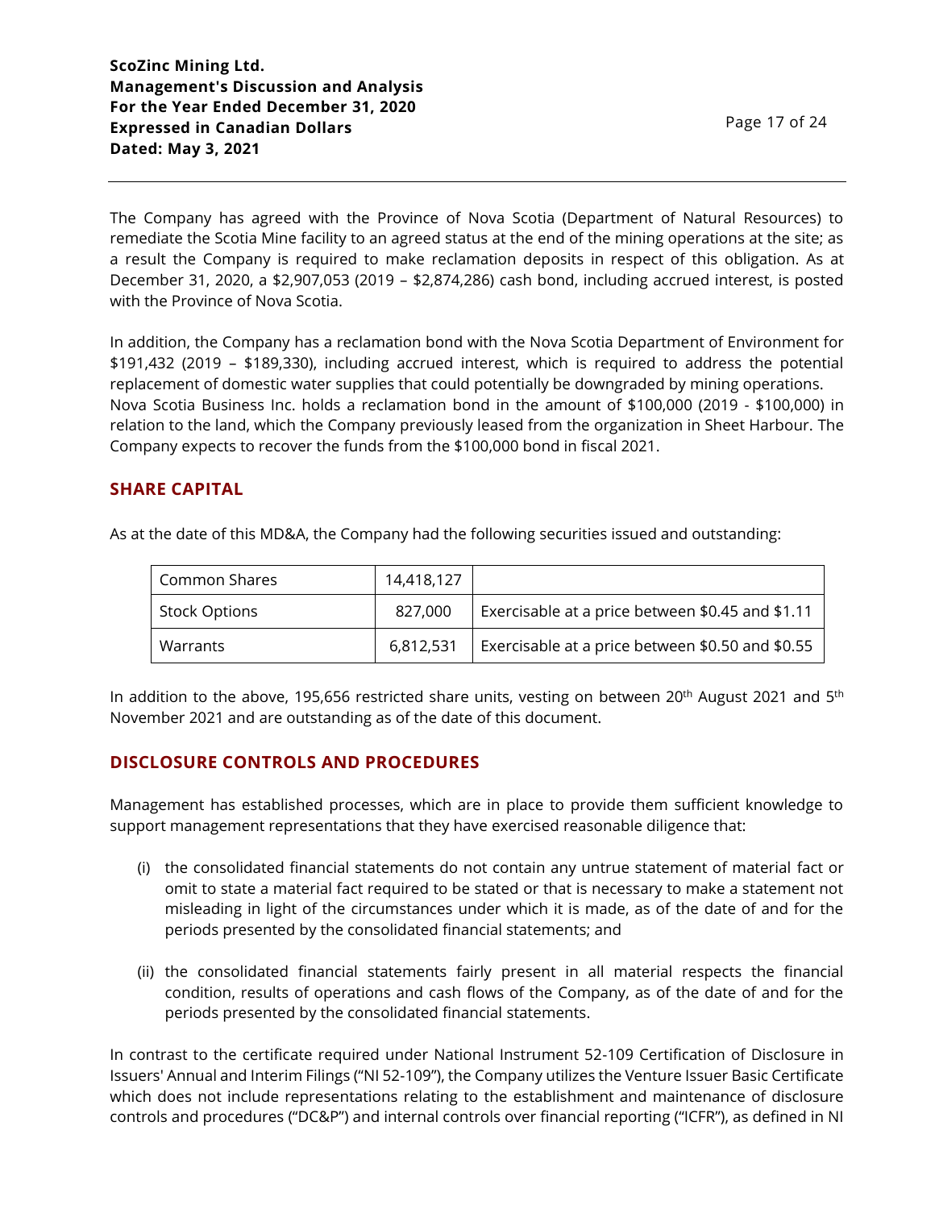The Company has agreed with the Province of Nova Scotia (Department of Natural Resources) to remediate the Scotia Mine facility to an agreed status at the end of the mining operations at the site; as a result the Company is required to make reclamation deposits in respect of this obligation. As at December 31, 2020, a $2,907,053 (2019 – $2,874,286) cash bond, including accrued interest, is posted with the Province of Nova Scotia.

In addition, the Company has a reclamation bond with the Nova Scotia Department of Environment for $191,432 (2019 – $189,330), including accrued interest, which is required to address the potential replacement of domestic water supplies that could potentially be downgraded by mining operations. Nova Scotia Business Inc. holds a reclamation bond in the amount of $100,000 (2019 - $100,000) in relation to the land, which the Company previously leased from the organization in Sheet Harbour. The Company expects to recover the funds from the $100,000 bond in fiscal 2021.

## SHARE CAPITAL

As at the date of this MD&A, the Company had the following securities issued and outstanding:

| | | |
|---|---|---|
| Common Shares | 14,418,127 | |
| Stock Options | 827,000 | Exercisable at a price between $0.45 and $1.11 |
| Warrants | 6,812,531 | Exercisable at a price between $0.50 and $0.55 |

In addition to the above, 195,656 restricted share units, vesting on between 20th August 2021 and 5th November 2021 and are outstanding as of the date of this document.

## DISCLOSURE CONTROLS AND PROCEDURES

Management has established processes, which are in place to provide them sufficient knowledge to support management representations that they have exercised reasonable diligence that:

(i) the consolidated financial statements do not contain any untrue statement of material fact or omit to state a material fact required to be stated or that is necessary to make a statement not misleading in light of the circumstances under which it is made, as of the date of and for the periods presented by the consolidated financial statements; and

(ii) the consolidated financial statements fairly present in all material respects the financial condition, results of operations and cash flows of the Company, as of the date of and for the periods presented by the consolidated financial statements.

In contrast to the certificate required under National Instrument 52-109 Certification of Disclosure in Issuers' Annual and Interim Filings ("NI 52-109"), the Company utilizes the Venture Issuer Basic Certificate which does not include representations relating to the establishment and maintenance of disclosure controls and procedures ("DC&P") and internal controls over financial reporting ("ICFR"), as defined in NI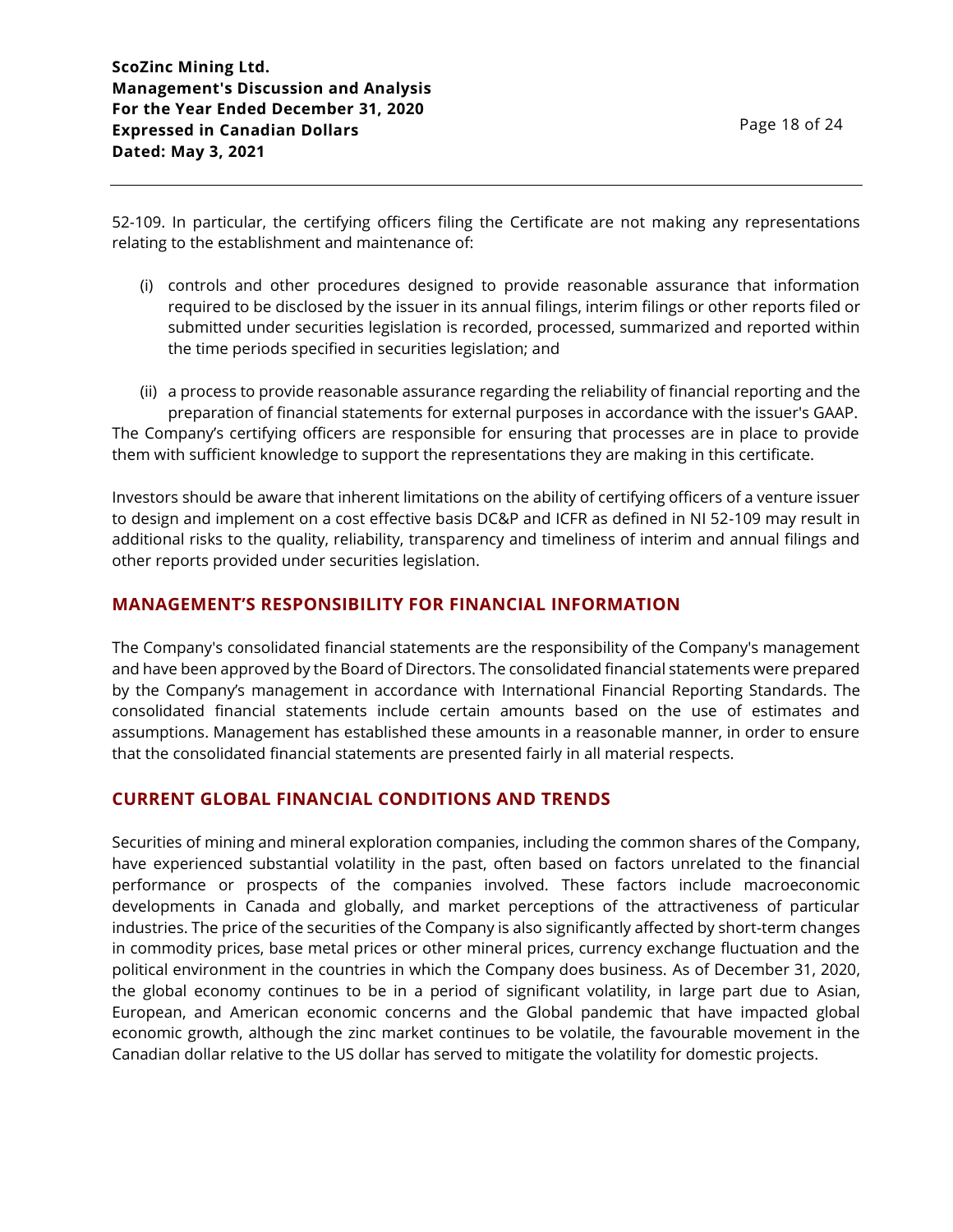52-109. In particular, the certifying officers filing the Certificate are not making any representations relating to the establishment and maintenance of:

(i) controls and other procedures designed to provide reasonable assurance that information required to be disclosed by the issuer in its annual filings, interim filings or other reports filed or submitted under securities legislation is recorded, processed, summarized and reported within the time periods specified in securities legislation; and

(ii) a process to provide reasonable assurance regarding the reliability of financial reporting and the preparation of financial statements for external purposes in accordance with the issuer's GAAP.

The Company's certifying officers are responsible for ensuring that processes are in place to provide them with sufficient knowledge to support the representations they are making in this certificate.

Investors should be aware that inherent limitations on the ability of certifying officers of a venture issuer to design and implement on a cost effective basis DC&P and ICFR as defined in NI 52-109 may result in additional risks to the quality, reliability, transparency and timeliness of interim and annual filings and other reports provided under securities legislation.

## MANAGEMENT'S RESPONSIBILITY FOR FINANCIAL INFORMATION

The Company's consolidated financial statements are the responsibility of the Company's management and have been approved by the Board of Directors. The consolidated financial statements were prepared by the Company's management in accordance with International Financial Reporting Standards. The consolidated financial statements include certain amounts based on the use of estimates and assumptions. Management has established these amounts in a reasonable manner, in order to ensure that the consolidated financial statements are presented fairly in all material respects.

## CURRENT GLOBAL FINANCIAL CONDITIONS AND TRENDS

Securities of mining and mineral exploration companies, including the common shares of the Company, have experienced substantial volatility in the past, often based on factors unrelated to the financial performance or prospects of the companies involved. These factors include macroeconomic developments in Canada and globally, and market perceptions of the attractiveness of particular industries. The price of the securities of the Company is also significantly affected by short-term changes in commodity prices, base metal prices or other mineral prices, currency exchange fluctuation and the political environment in the countries in which the Company does business. As of December 31, 2020, the global economy continues to be in a period of significant volatility, in large part due to Asian, European, and American economic concerns and the Global pandemic that have impacted global economic growth, although the zinc market continues to be volatile, the favourable movement in the Canadian dollar relative to the US dollar has served to mitigate the volatility for domestic projects.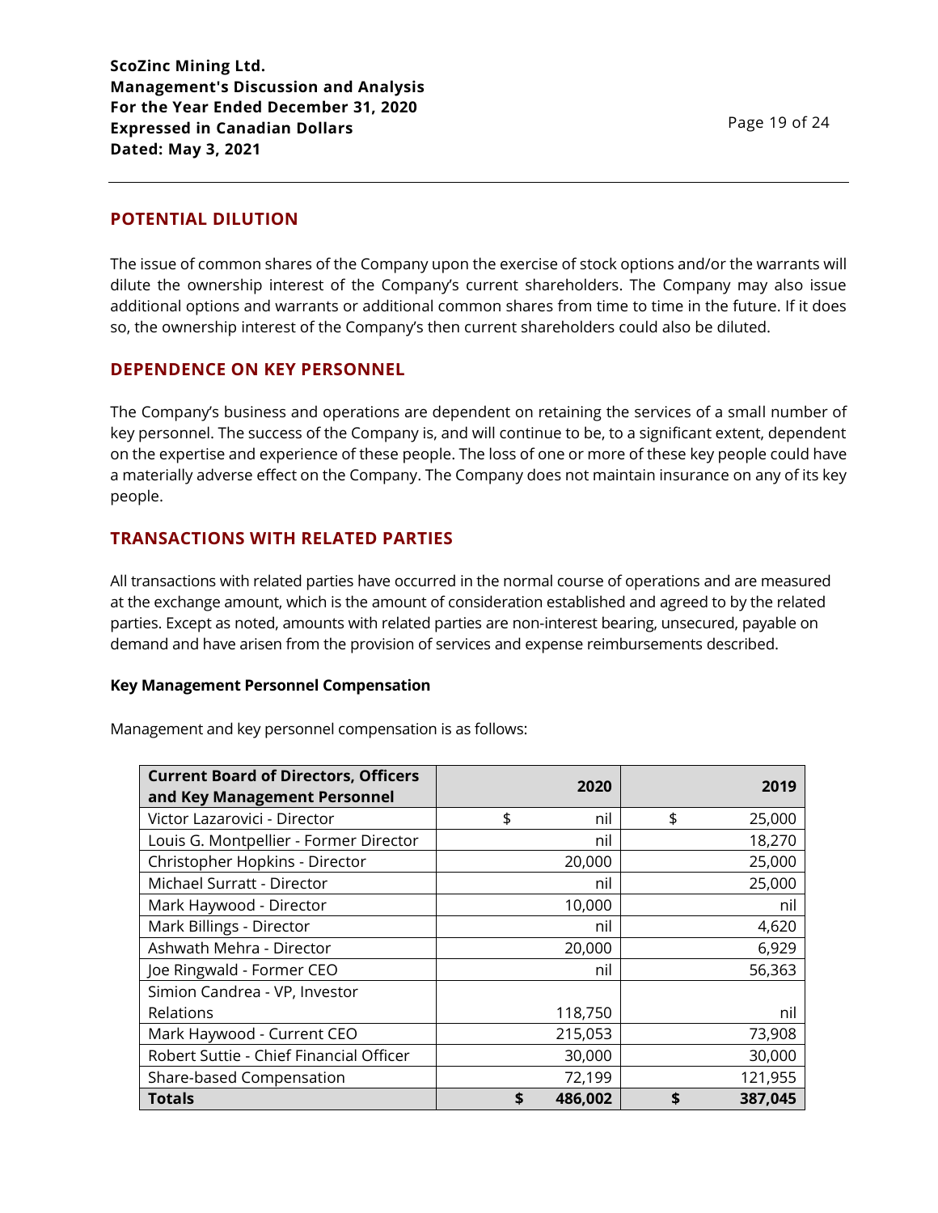## POTENTIAL DILUTION

The issue of common shares of the Company upon the exercise of stock options and/or the warrants will dilute the ownership interest of the Company's current shareholders. The Company may also issue additional options and warrants or additional common shares from time to time in the future. If it does so, the ownership interest of the Company's then current shareholders could also be diluted.

## DEPENDENCE ON KEY PERSONNEL

The Company's business and operations are dependent on retaining the services of a small number of key personnel. The success of the Company is, and will continue to be, to a significant extent, dependent on the expertise and experience of these people. The loss of one or more of these key people could have a materially adverse effect on the Company. The Company does not maintain insurance on any of its key people.

## TRANSACTIONS WITH RELATED PARTIES

All transactions with related parties have occurred in the normal course of operations and are measured at the exchange amount, which is the amount of consideration established and agreed to by the related parties. Except as noted, amounts with related parties are non-interest bearing, unsecured, payable on demand and have arisen from the provision of services and expense reimbursements described.

### Key Management Personnel Compensation

Management and key personnel compensation is as follows:

| Current Board of Directors, Officers and Key Management Personnel | 2020 | 2019 |
|---|---|---|
| Victor Lazarovici - Director | $ nil | $ 25,000 |
| Louis G. Montpellier - Former Director | nil | 18,270 |
| Christopher Hopkins - Director | 20,000 | 25,000 |
| Michael Surratt - Director | nil | 25,000 |
| Mark Haywood - Director | 10,000 | nil |
| Mark Billings - Director | nil | 4,620 |
| Ashwath Mehra - Director | 20,000 | 6,929 |
| Joe Ringwald - Former CEO | nil | 56,363 |
| Simion Candrea - VP, Investor Relations | 118,750 | nil |
| Mark Haywood - Current CEO | 215,053 | 73,908 |
| Robert Suttie - Chief Financial Officer | 30,000 | 30,000 |
| Share-based Compensation | 72,199 | 121,955 |
| **Totals** | **$ 486,002** | **$ 387,045** |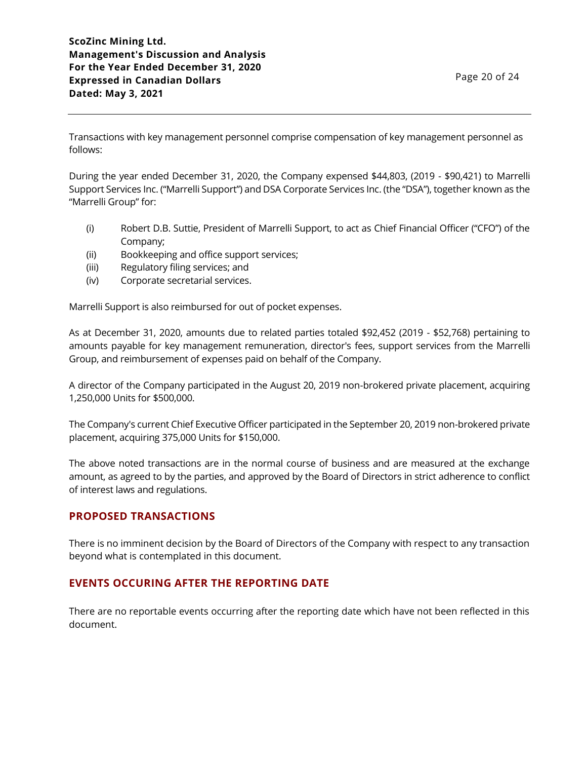Transactions with key management personnel comprise compensation of key management personnel as follows:

During the year ended December 31, 2020, the Company expensed $44,803, (2019 - $90,421) to Marrelli Support Services Inc. ("Marrelli Support") and DSA Corporate Services Inc. (the "DSA"), together known as the "Marrelli Group" for:

(i) Robert D.B. Suttie, President of Marrelli Support, to act as Chief Financial Officer ("CFO") of the Company;
(ii) Bookkeeping and office support services;
(iii) Regulatory filing services; and
(iv) Corporate secretarial services.

Marrelli Support is also reimbursed for out of pocket expenses.

As at December 31, 2020, amounts due to related parties totaled $92,452 (2019 - $52,768) pertaining to amounts payable for key management remuneration, director's fees, support services from the Marrelli Group, and reimbursement of expenses paid on behalf of the Company.

A director of the Company participated in the August 20, 2019 non-brokered private placement, acquiring 1,250,000 Units for $500,000.

The Company's current Chief Executive Officer participated in the September 20, 2019 non-brokered private placement, acquiring 375,000 Units for $150,000.

The above noted transactions are in the normal course of business and are measured at the exchange amount, as agreed to by the parties, and approved by the Board of Directors in strict adherence to conflict of interest laws and regulations.

## PROPOSED TRANSACTIONS

There is no imminent decision by the Board of Directors of the Company with respect to any transaction beyond what is contemplated in this document.

## EVENTS OCCURING AFTER THE REPORTING DATE

There are no reportable events occurring after the reporting date which have not been reflected in this document.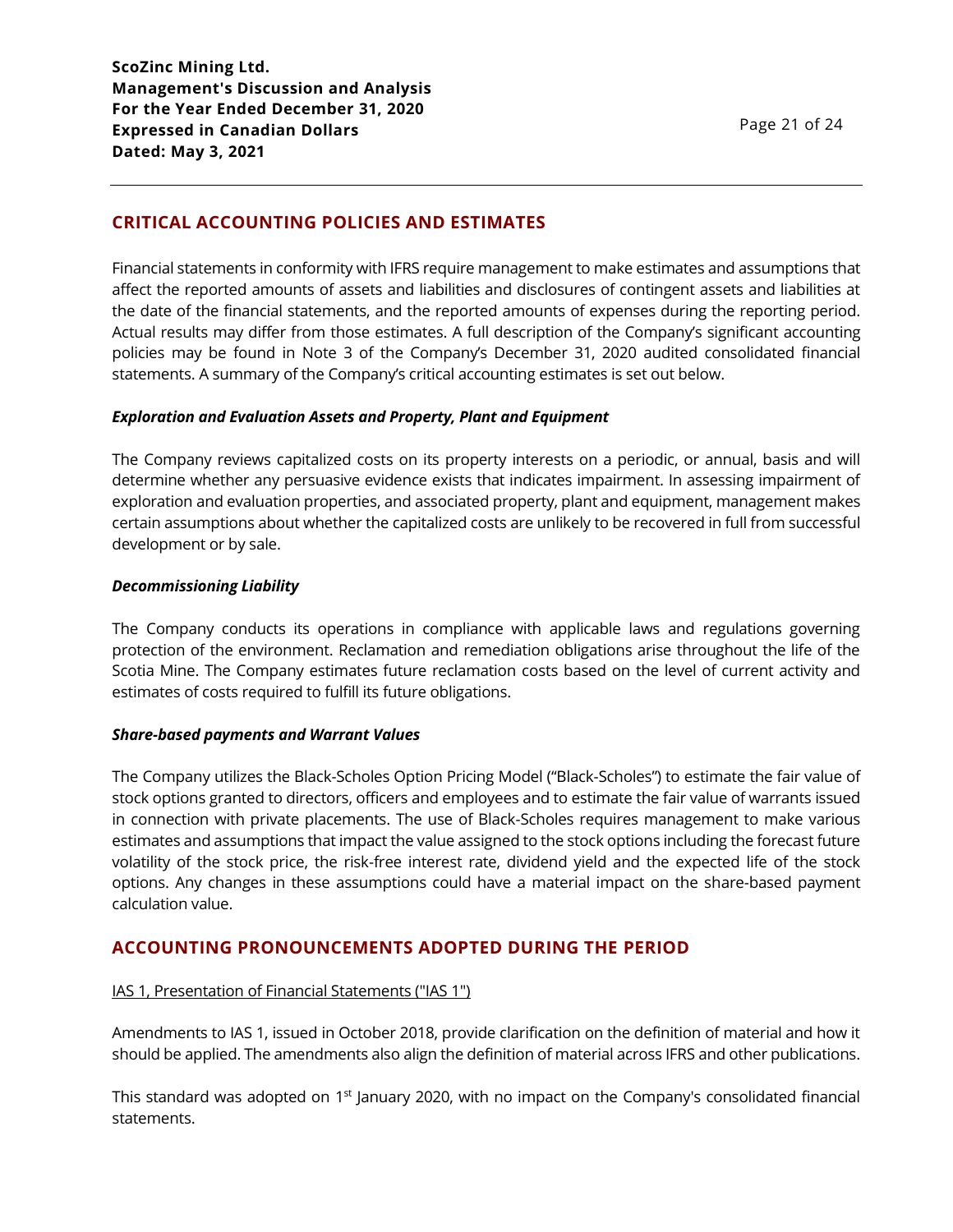## CRITICAL ACCOUNTING POLICIES AND ESTIMATES

Financial statements in conformity with IFRS require management to make estimates and assumptions that affect the reported amounts of assets and liabilities and disclosures of contingent assets and liabilities at the date of the financial statements, and the reported amounts of expenses during the reporting period. Actual results may differ from those estimates. A full description of the Company's significant accounting policies may be found in Note 3 of the Company's December 31, 2020 audited consolidated financial statements. A summary of the Company's critical accounting estimates is set out below.

***Exploration and Evaluation Assets and Property, Plant and Equipment***

The Company reviews capitalized costs on its property interests on a periodic, or annual, basis and will determine whether any persuasive evidence exists that indicates impairment. In assessing impairment of exploration and evaluation properties, and associated property, plant and equipment, management makes certain assumptions about whether the capitalized costs are unlikely to be recovered in full from successful development or by sale.

***Decommissioning Liability***

The Company conducts its operations in compliance with applicable laws and regulations governing protection of the environment. Reclamation and remediation obligations arise throughout the life of the Scotia Mine. The Company estimates future reclamation costs based on the level of current activity and estimates of costs required to fulfill its future obligations.

***Share-based payments and Warrant Values***

The Company utilizes the Black-Scholes Option Pricing Model ("Black-Scholes") to estimate the fair value of stock options granted to directors, officers and employees and to estimate the fair value of warrants issued in connection with private placements. The use of Black-Scholes requires management to make various estimates and assumptions that impact the value assigned to the stock options including the forecast future volatility of the stock price, the risk-free interest rate, dividend yield and the expected life of the stock options. Any changes in these assumptions could have a material impact on the share-based payment calculation value.

## ACCOUNTING PRONOUNCEMENTS ADOPTED DURING THE PERIOD

IAS 1, Presentation of Financial Statements ("IAS 1")

Amendments to IAS 1, issued in October 2018, provide clarification on the definition of material and how it should be applied. The amendments also align the definition of material across IFRS and other publications.

This standard was adopted on 1st January 2020, with no impact on the Company's consolidated financial statements.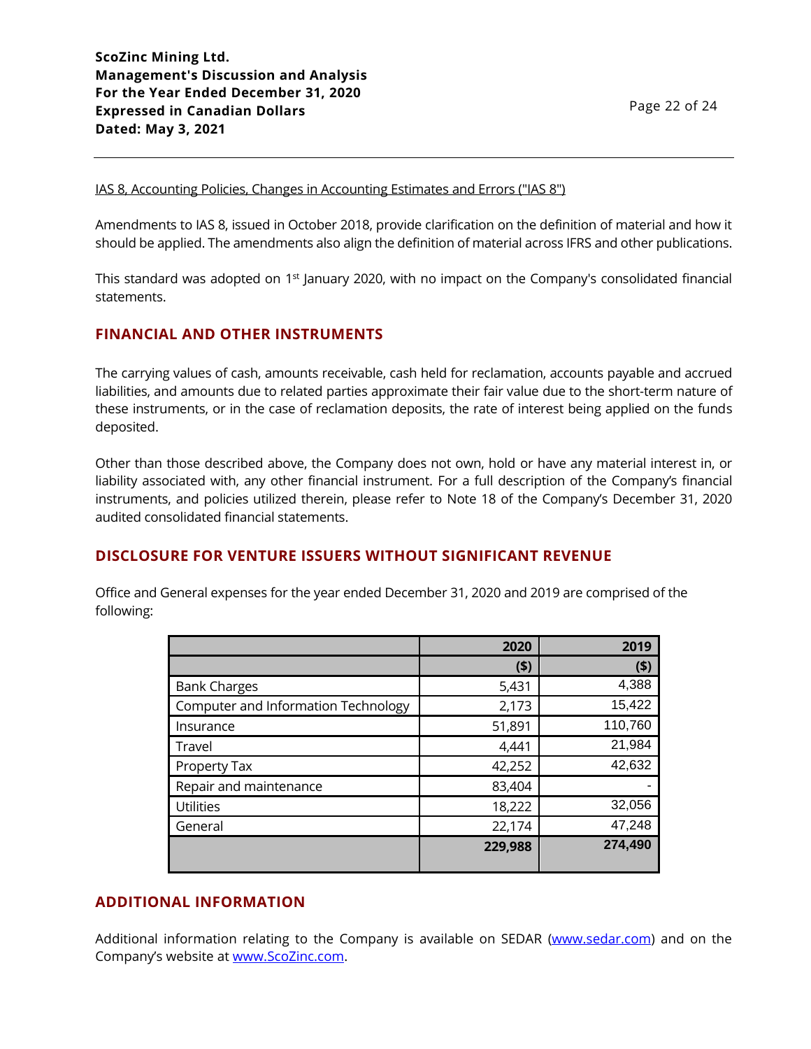IAS 8, Accounting Policies, Changes in Accounting Estimates and Errors ("IAS 8")

Amendments to IAS 8, issued in October 2018, provide clarification on the definition of material and how it should be applied. The amendments also align the definition of material across IFRS and other publications.

This standard was adopted on 1st January 2020, with no impact on the Company's consolidated financial statements.

## FINANCIAL AND OTHER INSTRUMENTS

The carrying values of cash, amounts receivable, cash held for reclamation, accounts payable and accrued liabilities, and amounts due to related parties approximate their fair value due to the short-term nature of these instruments, or in the case of reclamation deposits, the rate of interest being applied on the funds deposited.

Other than those described above, the Company does not own, hold or have any material interest in, or liability associated with, any other financial instrument. For a full description of the Company's financial instruments, and policies utilized therein, please refer to Note 18 of the Company's December 31, 2020 audited consolidated financial statements.

## DISCLOSURE FOR VENTURE ISSUERS WITHOUT SIGNIFICANT REVENUE

Office and General expenses for the year ended December 31, 2020 and 2019 are comprised of the following:

| | 2020 | 2019 |
|---|---|---|
| | ($) | ($) |
| Bank Charges | 5,431 | 4,388 |
| Computer and Information Technology | 2,173 | 15,422 |
| Insurance | 51,891 | 110,760 |
| Travel | 4,441 | 21,984 |
| Property Tax | 42,252 | 42,632 |
| Repair and maintenance | 83,404 | - |
| Utilities | 18,222 | 32,056 |
| General | 22,174 | 47,248 |
| | **229,988** | **274,490** |

## ADDITIONAL INFORMATION

Additional information relating to the Company is available on SEDAR (www.sedar.com) and on the Company's website at www.ScoZinc.com.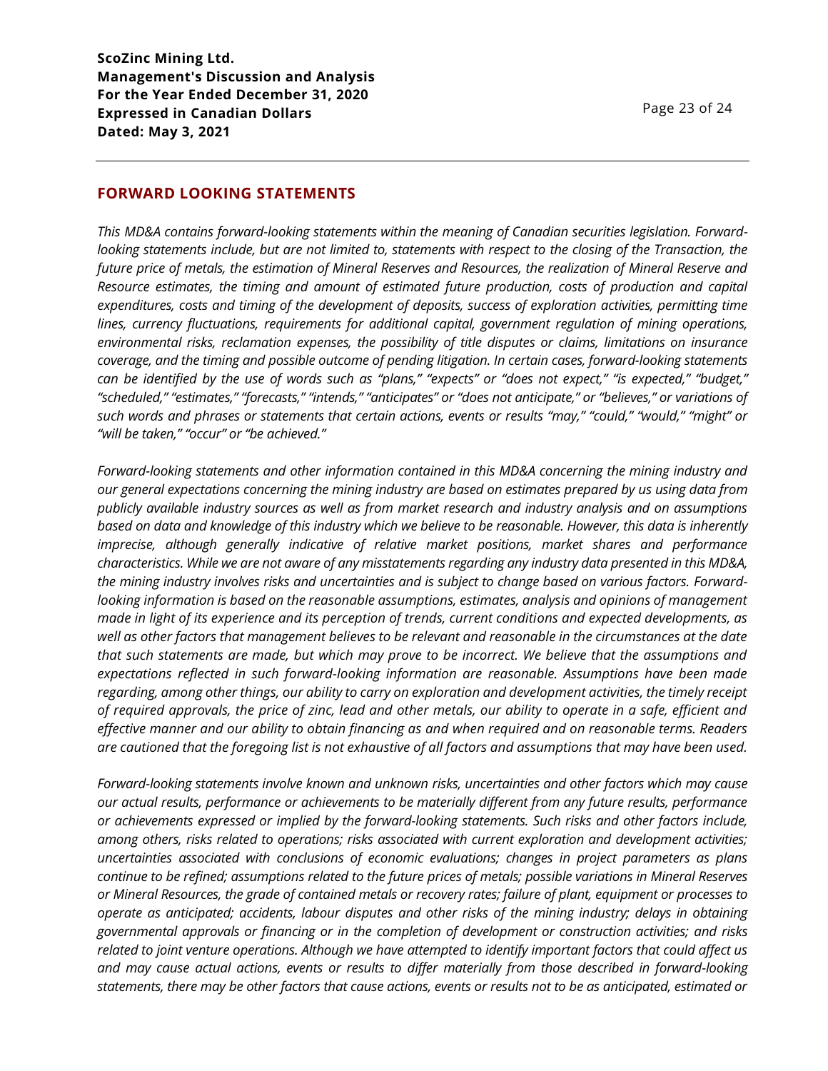## FORWARD LOOKING STATEMENTS

*This MD&A contains forward-looking statements within the meaning of Canadian securities legislation. Forward-looking statements include, but are not limited to, statements with respect to the closing of the Transaction, the future price of metals, the estimation of Mineral Reserves and Resources, the realization of Mineral Reserve and Resource estimates, the timing and amount of estimated future production, costs of production and capital expenditures, costs and timing of the development of deposits, success of exploration activities, permitting time lines, currency fluctuations, requirements for additional capital, government regulation of mining operations, environmental risks, reclamation expenses, the possibility of title disputes or claims, limitations on insurance coverage, and the timing and possible outcome of pending litigation. In certain cases, forward-looking statements can be identified by the use of words such as "plans," "expects" or "does not expect," "is expected," "budget," "scheduled," "estimates," "forecasts," "intends," "anticipates" or "does not anticipate," or "believes," or variations of such words and phrases or statements that certain actions, events or results "may," "could," "would," "might" or "will be taken," "occur" or "be achieved."*

*Forward-looking statements and other information contained in this MD&A concerning the mining industry and our general expectations concerning the mining industry are based on estimates prepared by us using data from publicly available industry sources as well as from market research and industry analysis and on assumptions based on data and knowledge of this industry which we believe to be reasonable. However, this data is inherently imprecise, although generally indicative of relative market positions, market shares and performance characteristics. While we are not aware of any misstatements regarding any industry data presented in this MD&A, the mining industry involves risks and uncertainties and is subject to change based on various factors. Forward-looking information is based on the reasonable assumptions, estimates, analysis and opinions of management made in light of its experience and its perception of trends, current conditions and expected developments, as well as other factors that management believes to be relevant and reasonable in the circumstances at the date that such statements are made, but which may prove to be incorrect. We believe that the assumptions and expectations reflected in such forward-looking information are reasonable. Assumptions have been made regarding, among other things, our ability to carry on exploration and development activities, the timely receipt of required approvals, the price of zinc, lead and other metals, our ability to operate in a safe, efficient and effective manner and our ability to obtain financing as and when required and on reasonable terms. Readers are cautioned that the foregoing list is not exhaustive of all factors and assumptions that may have been used.*

*Forward-looking statements involve known and unknown risks, uncertainties and other factors which may cause our actual results, performance or achievements to be materially different from any future results, performance or achievements expressed or implied by the forward-looking statements. Such risks and other factors include, among others, risks related to operations; risks associated with current exploration and development activities; uncertainties associated with conclusions of economic evaluations; changes in project parameters as plans continue to be refined; assumptions related to the future prices of metals; possible variations in Mineral Reserves or Mineral Resources, the grade of contained metals or recovery rates; failure of plant, equipment or processes to operate as anticipated; accidents, labour disputes and other risks of the mining industry; delays in obtaining governmental approvals or financing or in the completion of development or construction activities; and risks related to joint venture operations. Although we have attempted to identify important factors that could affect us and may cause actual actions, events or results to differ materially from those described in forward-looking statements, there may be other factors that cause actions, events or results not to be as anticipated, estimated or*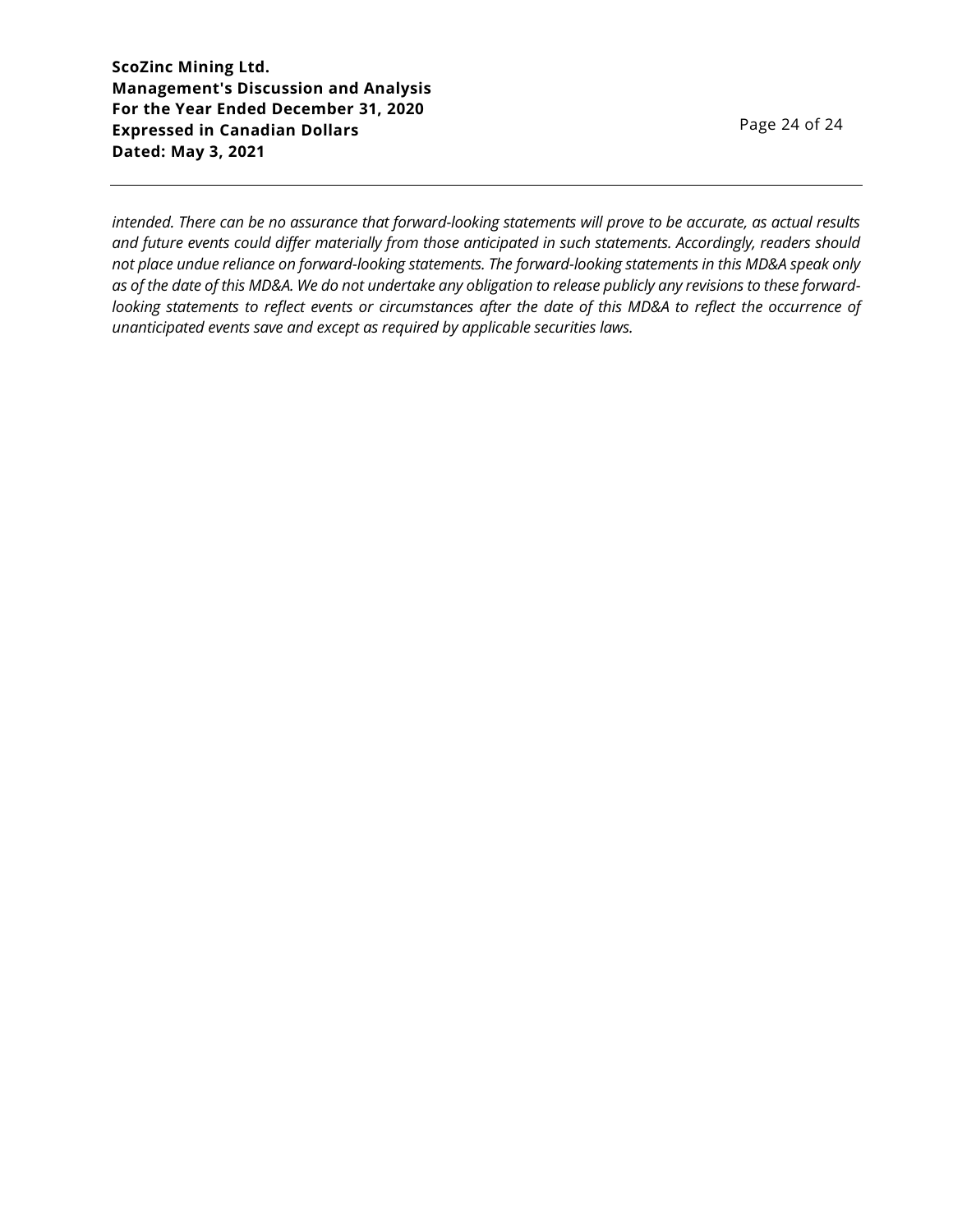*intended. There can be no assurance that forward-looking statements will prove to be accurate, as actual results and future events could differ materially from those anticipated in such statements. Accordingly, readers should not place undue reliance on forward-looking statements. The forward-looking statements in this MD&A speak only as of the date of this MD&A. We do not undertake any obligation to release publicly any revisions to these forward-looking statements to reflect events or circumstances after the date of this MD&A to reflect the occurrence of unanticipated events save and except as required by applicable securities laws.*